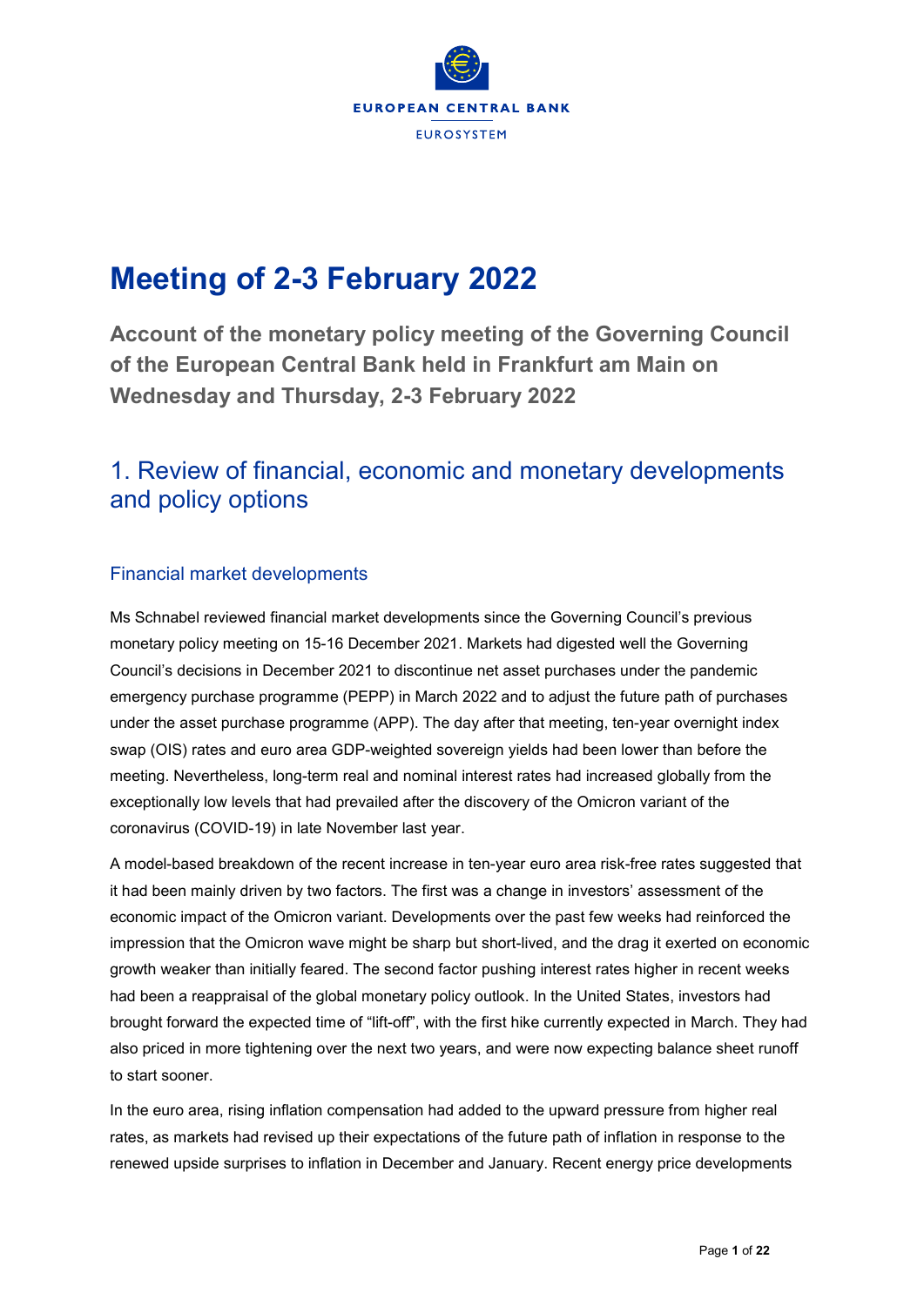# Meeting of 2-3 February 2022

**Account of the monetary policy meeting of the Governing Council of the European Central Bank held in Frankfurt am Main on Wednesday and Thursday, 2-3 February 2022**

## 1. Review of financial, economic and monetary developments and policy options

### Financial market developments

Ms Schnabel reviewed financial market developments since the Governing Council's previous monetary policy meeting on 15-16 December 2021. Markets had digested well the Governing Council's decisions in December 2021 to discontinue net asset purchases under the pandemic emergency purchase programme (PEPP) in March 2022 and to adjust the future path of purchases under the asset purchase programme (APP). The day after that meeting, ten-year overnight index swap (OIS) rates and euro area GDP-weighted sovereign yields had been lower than before the meeting. Nevertheless, long-term real and nominal interest rates had increased globally from the exceptionally low levels that had prevailed after the discovery of the Omicron variant of the coronavirus (COVID-19) in late November last year.

A model-based breakdown of the recent increase in ten-year euro area risk-free rates suggested that it had been mainly driven by two factors. The first was a change in investors' assessment of the economic impact of the Omicron variant. Developments over the past few weeks had reinforced the impression that the Omicron wave might be sharp but short-lived, and the drag it exerted on economic growth weaker than initially feared. The second factor pushing interest rates higher in recent weeks had been a reappraisal of the global monetary policy outlook. In the United States, investors had brought forward the expected time of "lift-off", with the first hike currently expected in March. They had also priced in more tightening over the next two years, and were now expecting balance sheet runoff to start sooner.

In the euro area, rising inflation compensation had added to the upward pressure from higher real rates, as markets had revised up their expectations of the future path of inflation in response to the renewed upside surprises to inflation in December and January. Recent energy price developments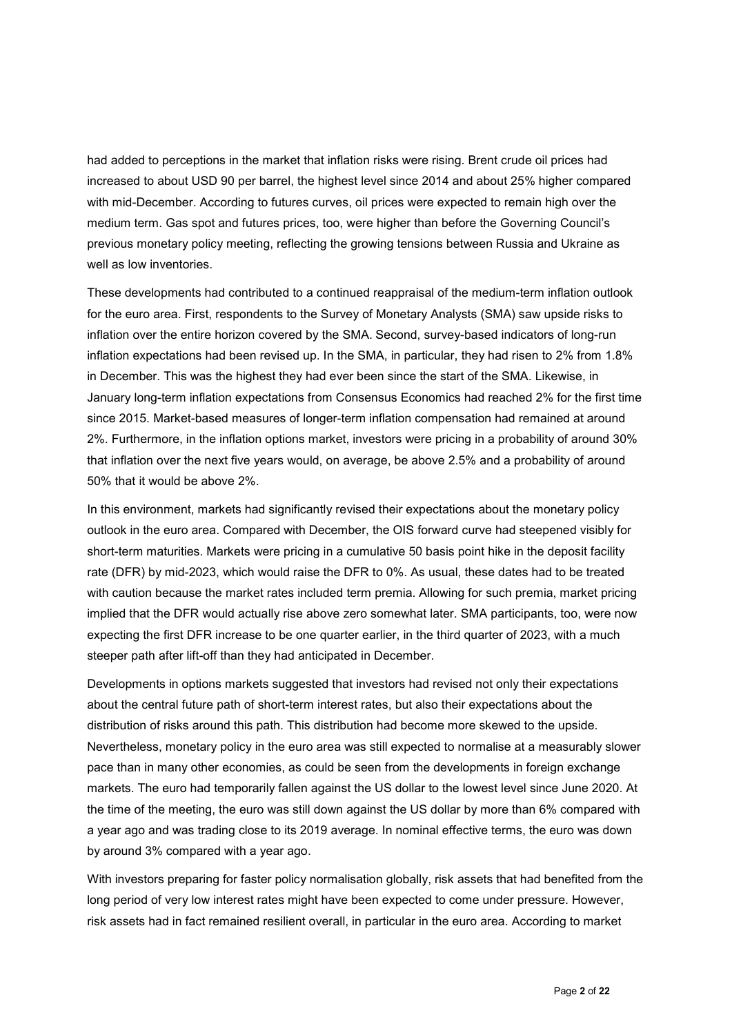had added to perceptions in the market that inflation risks were rising. Brent crude oil prices had increased to about USD 90 per barrel, the highest level since 2014 and about 25% higher compared with mid-December. According to futures curves, oil prices were expected to remain high over the medium term. Gas spot and futures prices, too, were higher than before the Governing Council's previous monetary policy meeting, reflecting the growing tensions between Russia and Ukraine as well as low inventories.

These developments had contributed to a continued reappraisal of the medium-term inflation outlook for the euro area. First, respondents to the Survey of Monetary Analysts (SMA) saw upside risks to inflation over the entire horizon covered by the SMA. Second, survey-based indicators of long-run inflation expectations had been revised up. In the SMA, in particular, they had risen to 2% from 1.8% in December. This was the highest they had ever been since the start of the SMA. Likewise, in January long-term inflation expectations from Consensus Economics had reached 2% for the first time since 2015. Market-based measures of longer-term inflation compensation had remained at around 2%. Furthermore, in the inflation options market, investors were pricing in a probability of around 30% that inflation over the next five years would, on average, be above 2.5% and a probability of around 50% that it would be above 2%.

In this environment, markets had significantly revised their expectations about the monetary policy outlook in the euro area. Compared with December, the OIS forward curve had steepened visibly for short-term maturities. Markets were pricing in a cumulative 50 basis point hike in the deposit facility rate (DFR) by mid-2023, which would raise the DFR to 0%. As usual, these dates had to be treated with caution because the market rates included term premia. Allowing for such premia, market pricing implied that the DFR would actually rise above zero somewhat later. SMA participants, too, were now expecting the first DFR increase to be one quarter earlier, in the third quarter of 2023, with a much steeper path after lift-off than they had anticipated in December.

Developments in options markets suggested that investors had revised not only their expectations about the central future path of short-term interest rates, but also their expectations about the distribution of risks around this path. This distribution had become more skewed to the upside. Nevertheless, monetary policy in the euro area was still expected to normalise at a measurably slower pace than in many other economies, as could be seen from the developments in foreign exchange markets. The euro had temporarily fallen against the US dollar to the lowest level since June 2020. At the time of the meeting, the euro was still down against the US dollar by more than 6% compared with a year ago and was trading close to its 2019 average. In nominal effective terms, the euro was down by around 3% compared with a year ago.

With investors preparing for faster policy normalisation globally, risk assets that had benefited from the long period of very low interest rates might have been expected to come under pressure. However, risk assets had in fact remained resilient overall, in particular in the euro area. According to market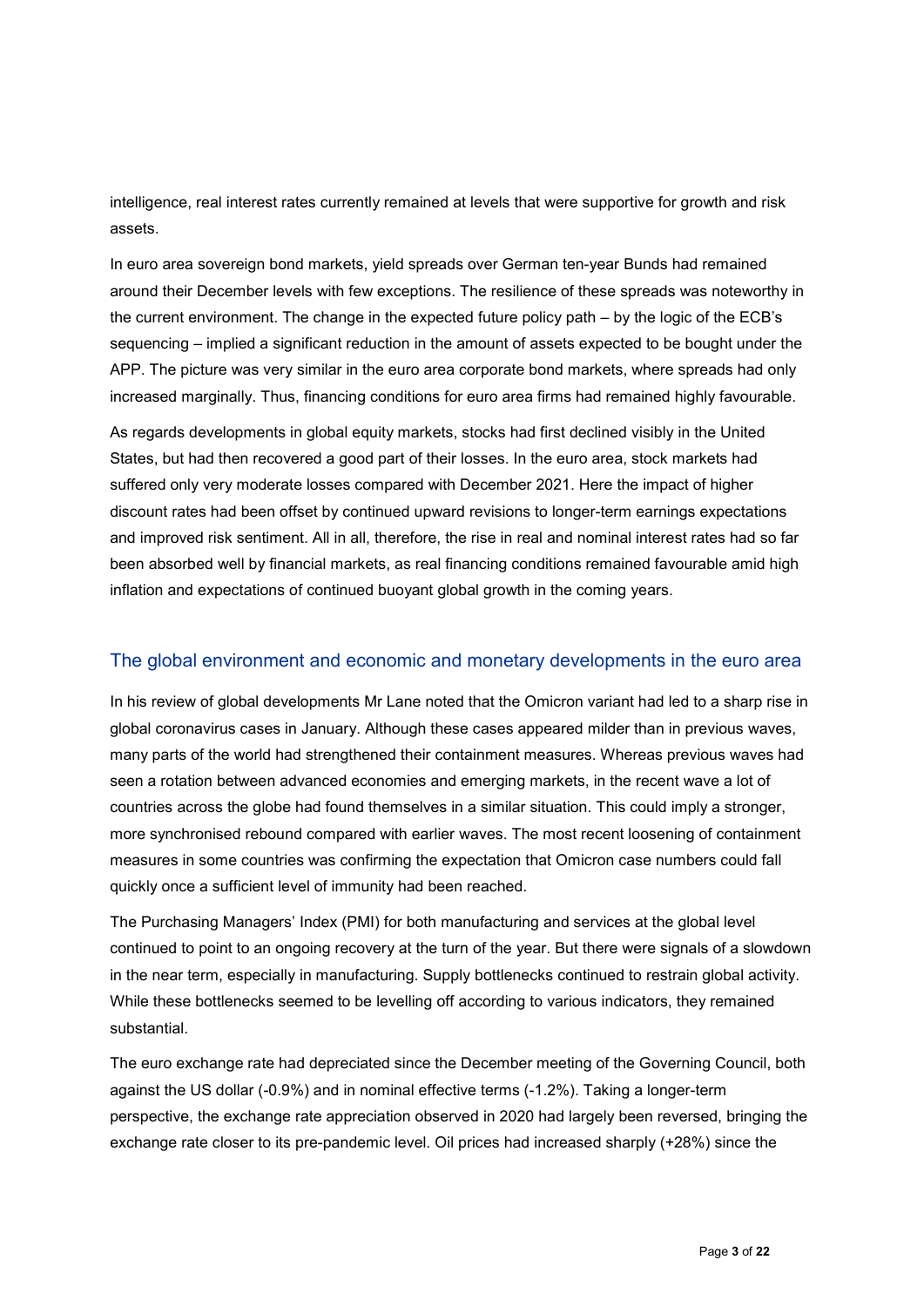intelligence, real interest rates currently remained at levels that were supportive for growth and risk assets.

In euro area sovereign bond markets, yield spreads over German ten-year Bunds had remained around their December levels with few exceptions. The resilience of these spreads was noteworthy in the current environment. The change in the expected future policy path – by the logic of the ECB's sequencing – implied a significant reduction in the amount of assets expected to be bought under the APP. The picture was very similar in the euro area corporate bond markets, where spreads had only increased marginally. Thus, financing conditions for euro area firms had remained highly favourable.

As regards developments in global equity markets, stocks had first declined visibly in the United States, but had then recovered a good part of their losses. In the euro area, stock markets had suffered only very moderate losses compared with December 2021. Here the impact of higher discount rates had been offset by continued upward revisions to longer-term earnings expectations and improved risk sentiment. All in all, therefore, the rise in real and nominal interest rates had so far been absorbed well by financial markets, as real financing conditions remained favourable amid high inflation and expectations of continued buoyant global growth in the coming years.

## The global environment and economic and monetary developments in the euro area

In his review of global developments Mr Lane noted that the Omicron variant had led to a sharp rise in global coronavirus cases in January. Although these cases appeared milder than in previous waves, many parts of the world had strengthened their containment measures. Whereas previous waves had seen a rotation between advanced economies and emerging markets, in the recent wave a lot of countries across the globe had found themselves in a similar situation. This could imply a stronger, more synchronised rebound compared with earlier waves. The most recent loosening of containment measures in some countries was confirming the expectation that Omicron case numbers could fall quickly once a sufficient level of immunity had been reached.

The Purchasing Managers' Index (PMI) for both manufacturing and services at the global level continued to point to an ongoing recovery at the turn of the year. But there were signals of a slowdown in the near term, especially in manufacturing. Supply bottlenecks continued to restrain global activity. While these bottlenecks seemed to be levelling off according to various indicators, they remained substantial.

The euro exchange rate had depreciated since the December meeting of the Governing Council, both against the US dollar (-0.9%) and in nominal effective terms (-1.2%). Taking a longer-term perspective, the exchange rate appreciation observed in 2020 had largely been reversed, bringing the exchange rate closer to its pre-pandemic level. Oil prices had increased sharply (+28%) since the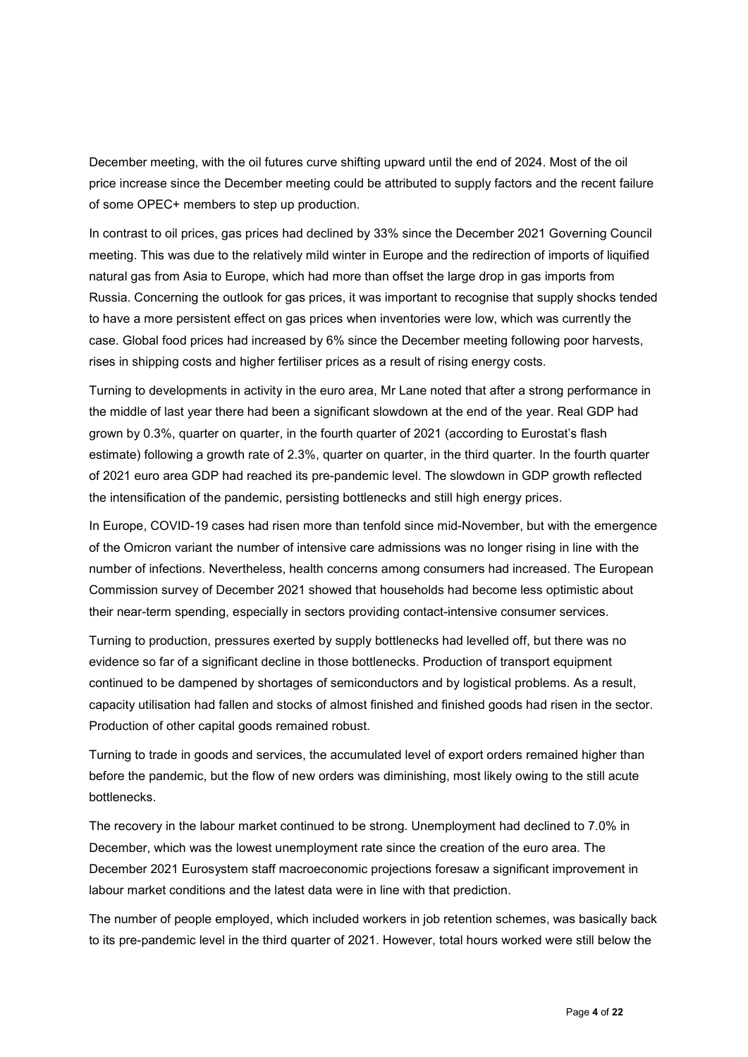December meeting, with the oil futures curve shifting upward until the end of 2024. Most of the oil price increase since the December meeting could be attributed to supply factors and the recent failure of some OPEC+ members to step up production.

In contrast to oil prices, gas prices had declined by 33% since the December 2021 Governing Council meeting. This was due to the relatively mild winter in Europe and the redirection of imports of liquified natural gas from Asia to Europe, which had more than offset the large drop in gas imports from Russia. Concerning the outlook for gas prices, it was important to recognise that supply shocks tended to have a more persistent effect on gas prices when inventories were low, which was currently the case. Global food prices had increased by 6% since the December meeting following poor harvests, rises in shipping costs and higher fertiliser prices as a result of rising energy costs.

Turning to developments in activity in the euro area, Mr Lane noted that after a strong performance in the middle of last year there had been a significant slowdown at the end of the year. Real GDP had grown by 0.3%, quarter on quarter, in the fourth quarter of 2021 (according to Eurostat's flash estimate) following a growth rate of 2.3%, quarter on quarter, in the third quarter. In the fourth quarter of 2021 euro area GDP had reached its pre-pandemic level. The slowdown in GDP growth reflected the intensification of the pandemic, persisting bottlenecks and still high energy prices.

In Europe, COVID-19 cases had risen more than tenfold since mid-November, but with the emergence of the Omicron variant the number of intensive care admissions was no longer rising in line with the number of infections. Nevertheless, health concerns among consumers had increased. The European Commission survey of December 2021 showed that households had become less optimistic about their near-term spending, especially in sectors providing contact-intensive consumer services.

Turning to production, pressures exerted by supply bottlenecks had levelled off, but there was no evidence so far of a significant decline in those bottlenecks. Production of transport equipment continued to be dampened by shortages of semiconductors and by logistical problems. As a result, capacity utilisation had fallen and stocks of almost finished and finished goods had risen in the sector. Production of other capital goods remained robust.

Turning to trade in goods and services, the accumulated level of export orders remained higher than before the pandemic, but the flow of new orders was diminishing, most likely owing to the still acute bottlenecks.

The recovery in the labour market continued to be strong. Unemployment had declined to 7.0% in December, which was the lowest unemployment rate since the creation of the euro area. The December 2021 Eurosystem staff macroeconomic projections foresaw a significant improvement in labour market conditions and the latest data were in line with that prediction.

The number of people employed, which included workers in job retention schemes, was basically back to its pre-pandemic level in the third quarter of 2021. However, total hours worked were still below the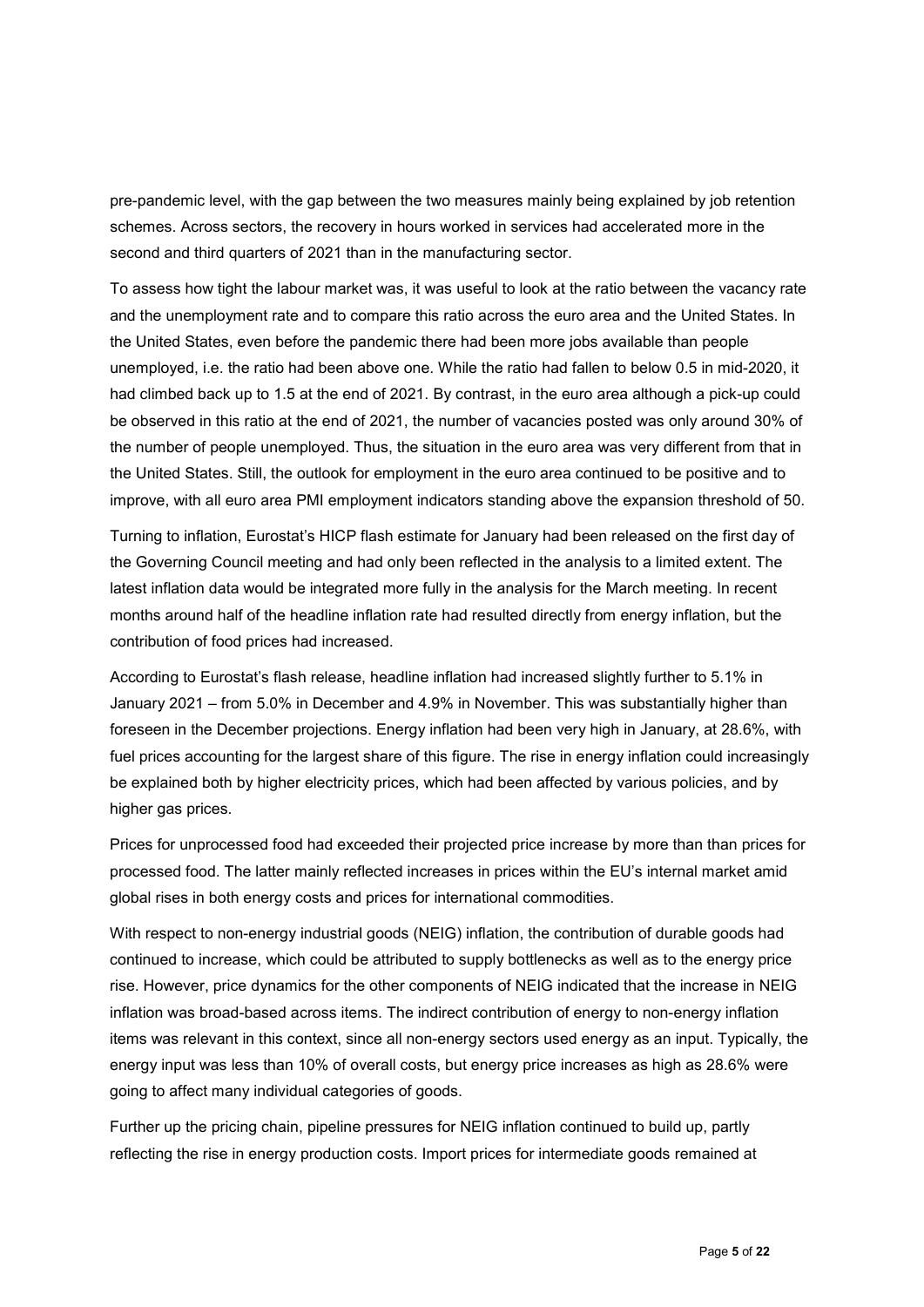pre-pandemic level, with the gap between the two measures mainly being explained by job retention schemes. Across sectors, the recovery in hours worked in services had accelerated more in the second and third quarters of 2021 than in the manufacturing sector.

To assess how tight the labour market was, it was useful to look at the ratio between the vacancy rate and the unemployment rate and to compare this ratio across the euro area and the United States. In the United States, even before the pandemic there had been more jobs available than people unemployed, i.e. the ratio had been above one. While the ratio had fallen to below 0.5 in mid-2020, it had climbed back up to 1.5 at the end of 2021. By contrast, in the euro area although a pick-up could be observed in this ratio at the end of 2021, the number of vacancies posted was only around 30% of the number of people unemployed. Thus, the situation in the euro area was very different from that in the United States. Still, the outlook for employment in the euro area continued to be positive and to improve, with all euro area PMI employment indicators standing above the expansion threshold of 50.

Turning to inflation, Eurostat's HICP flash estimate for January had been released on the first day of the Governing Council meeting and had only been reflected in the analysis to a limited extent. The latest inflation data would be integrated more fully in the analysis for the March meeting. In recent months around half of the headline inflation rate had resulted directly from energy inflation, but the contribution of food prices had increased.

According to Eurostat's flash release, headline inflation had increased slightly further to 5.1% in January 2021 – from 5.0% in December and 4.9% in November. This was substantially higher than foreseen in the December projections. Energy inflation had been very high in January, at 28.6%, with fuel prices accounting for the largest share of this figure. The rise in energy inflation could increasingly be explained both by higher electricity prices, which had been affected by various policies, and by higher gas prices.

Prices for unprocessed food had exceeded their projected price increase by more than than prices for processed food. The latter mainly reflected increases in prices within the EU's internal market amid global rises in both energy costs and prices for international commodities.

With respect to non-energy industrial goods (NEIG) inflation, the contribution of durable goods had continued to increase, which could be attributed to supply bottlenecks as well as to the energy price rise. However, price dynamics for the other components of NEIG indicated that the increase in NEIG inflation was broad-based across items. The indirect contribution of energy to non-energy inflation items was relevant in this context, since all non-energy sectors used energy as an input. Typically, the energy input was less than 10% of overall costs, but energy price increases as high as 28.6% were going to affect many individual categories of goods.

Further up the pricing chain, pipeline pressures for NEIG inflation continued to build up, partly reflecting the rise in energy production costs. Import prices for intermediate goods remained at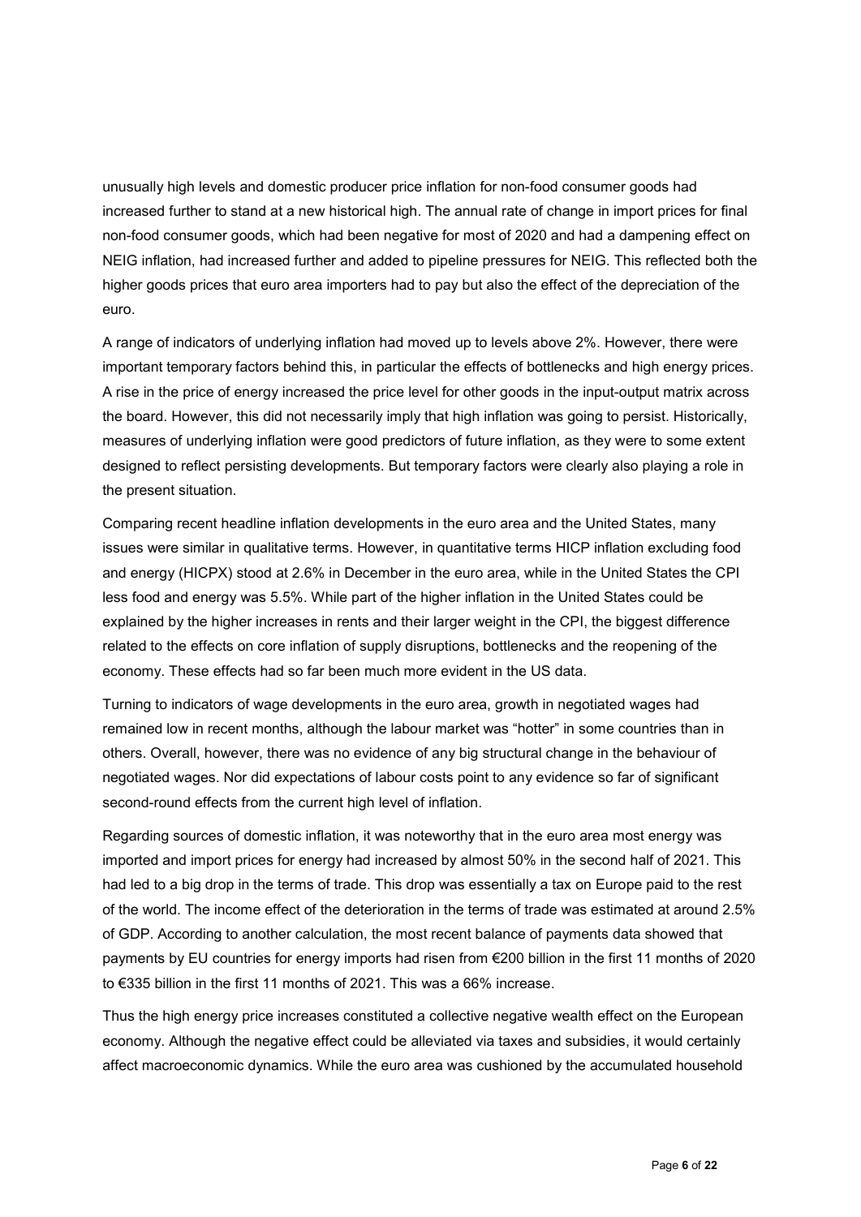unusually high levels and domestic producer price inflation for non-food consumer goods had increased further to stand at a new historical high. The annual rate of change in import prices for final non-food consumer goods, which had been negative for most of 2020 and had a dampening effect on NEIG inflation, had increased further and added to pipeline pressures for NEIG. This reflected both the higher goods prices that euro area importers had to pay but also the effect of the depreciation of the euro.

A range of indicators of underlying inflation had moved up to levels above 2%. However, there were important temporary factors behind this, in particular the effects of bottlenecks and high energy prices. A rise in the price of energy increased the price level for other goods in the input-output matrix across the board. However, this did not necessarily imply that high inflation was going to persist. Historically, measures of underlying inflation were good predictors of future inflation, as they were to some extent designed to reflect persisting developments. But temporary factors were clearly also playing a role in the present situation.

Comparing recent headline inflation developments in the euro area and the United States, many issues were similar in qualitative terms. However, in quantitative terms HICP inflation excluding food and energy (HICPX) stood at 2.6% in December in the euro area, while in the United States the CPI less food and energy was 5.5%. While part of the higher inflation in the United States could be explained by the higher increases in rents and their larger weight in the CPI, the biggest difference related to the effects on core inflation of supply disruptions, bottlenecks and the reopening of the economy. These effects had so far been much more evident in the US data.

Turning to indicators of wage developments in the euro area, growth in negotiated wages had remained low in recent months, although the labour market was "hotter" in some countries than in others. Overall, however, there was no evidence of any big structural change in the behaviour of negotiated wages. Nor did expectations of labour costs point to any evidence so far of significant second-round effects from the current high level of inflation.

Regarding sources of domestic inflation, it was noteworthy that in the euro area most energy was imported and import prices for energy had increased by almost 50% in the second half of 2021. This had led to a big drop in the terms of trade. This drop was essentially a tax on Europe paid to the rest of the world. The income effect of the deterioration in the terms of trade was estimated at around 2.5% of GDP. According to another calculation, the most recent balance of payments data showed that payments by EU countries for energy imports had risen from €200 billion in the first 11 months of 2020 to €335 billion in the first 11 months of 2021. This was a 66% increase.

Thus the high energy price increases constituted a collective negative wealth effect on the European economy. Although the negative effect could be alleviated via taxes and subsidies, it would certainly affect macroeconomic dynamics. While the euro area was cushioned by the accumulated household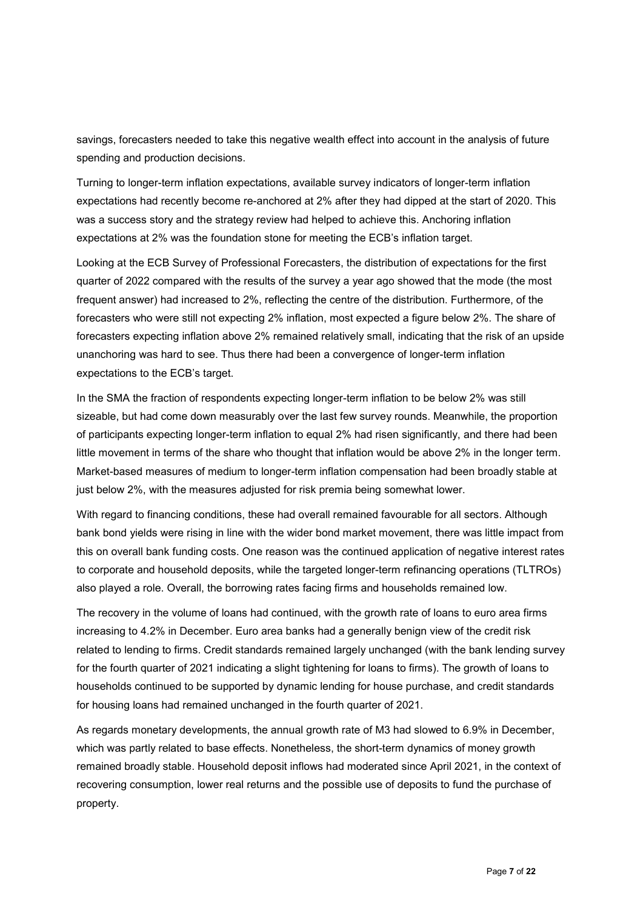savings, forecasters needed to take this negative wealth effect into account in the analysis of future spending and production decisions.

Turning to longer-term inflation expectations, available survey indicators of longer-term inflation expectations had recently become re-anchored at 2% after they had dipped at the start of 2020. This was a success story and the strategy review had helped to achieve this. Anchoring inflation expectations at 2% was the foundation stone for meeting the ECB's inflation target.

Looking at the ECB Survey of Professional Forecasters, the distribution of expectations for the first quarter of 2022 compared with the results of the survey a year ago showed that the mode (the most frequent answer) had increased to 2%, reflecting the centre of the distribution. Furthermore, of the forecasters who were still not expecting 2% inflation, most expected a figure below 2%. The share of forecasters expecting inflation above 2% remained relatively small, indicating that the risk of an upside unanchoring was hard to see. Thus there had been a convergence of longer-term inflation expectations to the ECB's target.

In the SMA the fraction of respondents expecting longer-term inflation to be below 2% was still sizeable, but had come down measurably over the last few survey rounds. Meanwhile, the proportion of participants expecting longer-term inflation to equal 2% had risen significantly, and there had been little movement in terms of the share who thought that inflation would be above 2% in the longer term. Market-based measures of medium to longer-term inflation compensation had been broadly stable at just below 2%, with the measures adjusted for risk premia being somewhat lower.

With regard to financing conditions, these had overall remained favourable for all sectors. Although bank bond yields were rising in line with the wider bond market movement, there was little impact from this on overall bank funding costs. One reason was the continued application of negative interest rates to corporate and household deposits, while the targeted longer-term refinancing operations (TLTROs) also played a role. Overall, the borrowing rates facing firms and households remained low.

The recovery in the volume of loans had continued, with the growth rate of loans to euro area firms increasing to 4.2% in December. Euro area banks had a generally benign view of the credit risk related to lending to firms. Credit standards remained largely unchanged (with the bank lending survey for the fourth quarter of 2021 indicating a slight tightening for loans to firms). The growth of loans to households continued to be supported by dynamic lending for house purchase, and credit standards for housing loans had remained unchanged in the fourth quarter of 2021.

As regards monetary developments, the annual growth rate of M3 had slowed to 6.9% in December, which was partly related to base effects. Nonetheless, the short-term dynamics of money growth remained broadly stable. Household deposit inflows had moderated since April 2021, in the context of recovering consumption, lower real returns and the possible use of deposits to fund the purchase of property.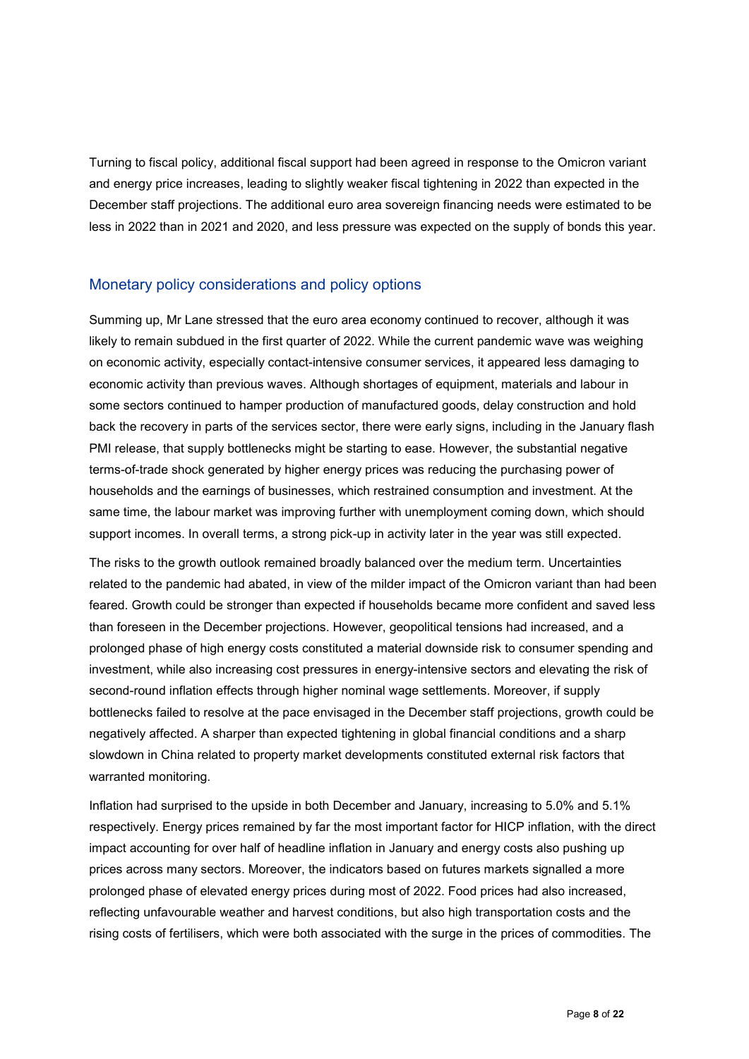Turning to fiscal policy, additional fiscal support had been agreed in response to the Omicron variant and energy price increases, leading to slightly weaker fiscal tightening in 2022 than expected in the December staff projections. The additional euro area sovereign financing needs were estimated to be less in 2022 than in 2021 and 2020, and less pressure was expected on the supply of bonds this year.

## Monetary policy considerations and policy options

Summing up, Mr Lane stressed that the euro area economy continued to recover, although it was likely to remain subdued in the first quarter of 2022. While the current pandemic wave was weighing on economic activity, especially contact-intensive consumer services, it appeared less damaging to economic activity than previous waves. Although shortages of equipment, materials and labour in some sectors continued to hamper production of manufactured goods, delay construction and hold back the recovery in parts of the services sector, there were early signs, including in the January flash PMI release, that supply bottlenecks might be starting to ease. However, the substantial negative terms-of-trade shock generated by higher energy prices was reducing the purchasing power of households and the earnings of businesses, which restrained consumption and investment. At the same time, the labour market was improving further with unemployment coming down, which should support incomes. In overall terms, a strong pick-up in activity later in the year was still expected.

The risks to the growth outlook remained broadly balanced over the medium term. Uncertainties related to the pandemic had abated, in view of the milder impact of the Omicron variant than had been feared. Growth could be stronger than expected if households became more confident and saved less than foreseen in the December projections. However, geopolitical tensions had increased, and a prolonged phase of high energy costs constituted a material downside risk to consumer spending and investment, while also increasing cost pressures in energy-intensive sectors and elevating the risk of second-round inflation effects through higher nominal wage settlements. Moreover, if supply bottlenecks failed to resolve at the pace envisaged in the December staff projections, growth could be negatively affected. A sharper than expected tightening in global financial conditions and a sharp slowdown in China related to property market developments constituted external risk factors that warranted monitoring.

Inflation had surprised to the upside in both December and January, increasing to 5.0% and 5.1% respectively. Energy prices remained by far the most important factor for HICP inflation, with the direct impact accounting for over half of headline inflation in January and energy costs also pushing up prices across many sectors. Moreover, the indicators based on futures markets signalled a more prolonged phase of elevated energy prices during most of 2022. Food prices had also increased, reflecting unfavourable weather and harvest conditions, but also high transportation costs and the rising costs of fertilisers, which were both associated with the surge in the prices of commodities. The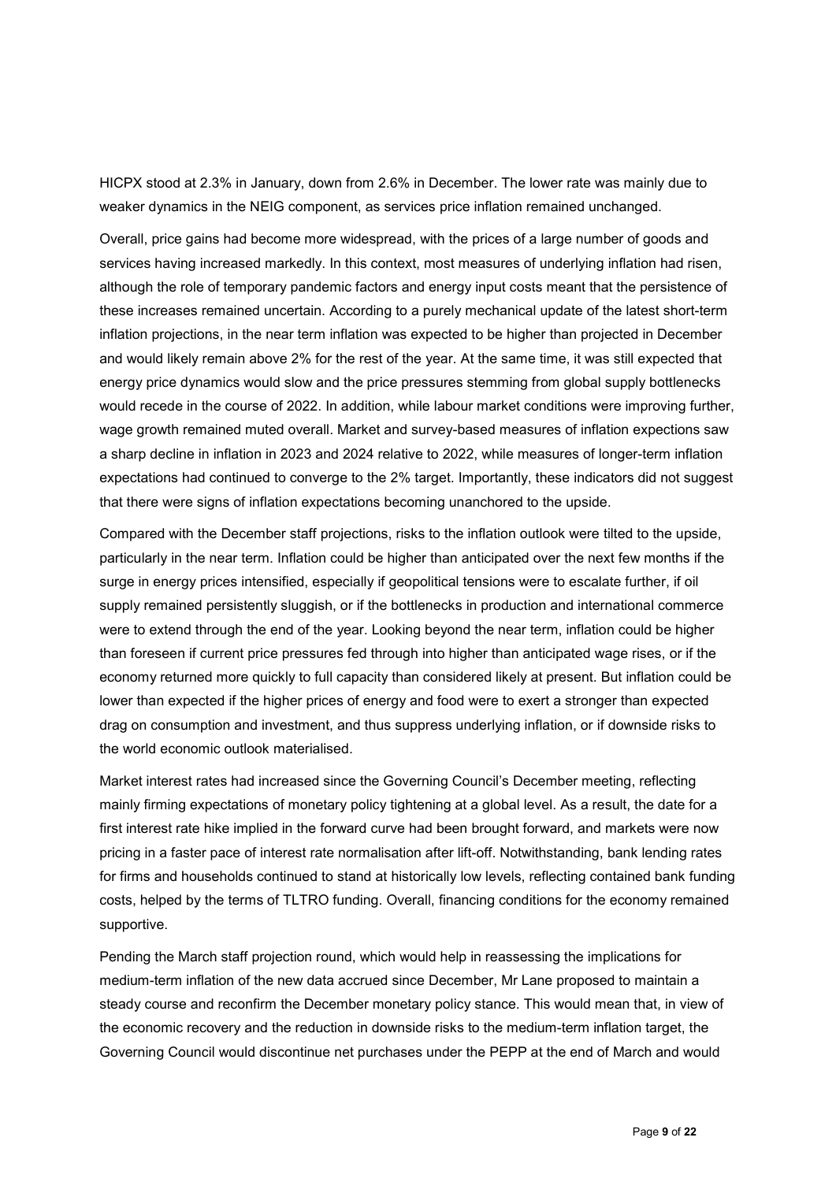HICPX stood at 2.3% in January, down from 2.6% in December. The lower rate was mainly due to weaker dynamics in the NEIG component, as services price inflation remained unchanged.

Overall, price gains had become more widespread, with the prices of a large number of goods and services having increased markedly. In this context, most measures of underlying inflation had risen, although the role of temporary pandemic factors and energy input costs meant that the persistence of these increases remained uncertain. According to a purely mechanical update of the latest short-term inflation projections, in the near term inflation was expected to be higher than projected in December and would likely remain above 2% for the rest of the year. At the same time, it was still expected that energy price dynamics would slow and the price pressures stemming from global supply bottlenecks would recede in the course of 2022. In addition, while labour market conditions were improving further, wage growth remained muted overall. Market and survey-based measures of inflation expections saw a sharp decline in inflation in 2023 and 2024 relative to 2022, while measures of longer-term inflation expectations had continued to converge to the 2% target. Importantly, these indicators did not suggest that there were signs of inflation expectations becoming unanchored to the upside.

Compared with the December staff projections, risks to the inflation outlook were tilted to the upside, particularly in the near term. Inflation could be higher than anticipated over the next few months if the surge in energy prices intensified, especially if geopolitical tensions were to escalate further, if oil supply remained persistently sluggish, or if the bottlenecks in production and international commerce were to extend through the end of the year. Looking beyond the near term, inflation could be higher than foreseen if current price pressures fed through into higher than anticipated wage rises, or if the economy returned more quickly to full capacity than considered likely at present. But inflation could be lower than expected if the higher prices of energy and food were to exert a stronger than expected drag on consumption and investment, and thus suppress underlying inflation, or if downside risks to the world economic outlook materialised.

Market interest rates had increased since the Governing Council's December meeting, reflecting mainly firming expectations of monetary policy tightening at a global level. As a result, the date for a first interest rate hike implied in the forward curve had been brought forward, and markets were now pricing in a faster pace of interest rate normalisation after lift-off. Notwithstanding, bank lending rates for firms and households continued to stand at historically low levels, reflecting contained bank funding costs, helped by the terms of TLTRO funding. Overall, financing conditions for the economy remained supportive.

Pending the March staff projection round, which would help in reassessing the implications for medium-term inflation of the new data accrued since December, Mr Lane proposed to maintain a steady course and reconfirm the December monetary policy stance. This would mean that, in view of the economic recovery and the reduction in downside risks to the medium-term inflation target, the Governing Council would discontinue net purchases under the PEPP at the end of March and would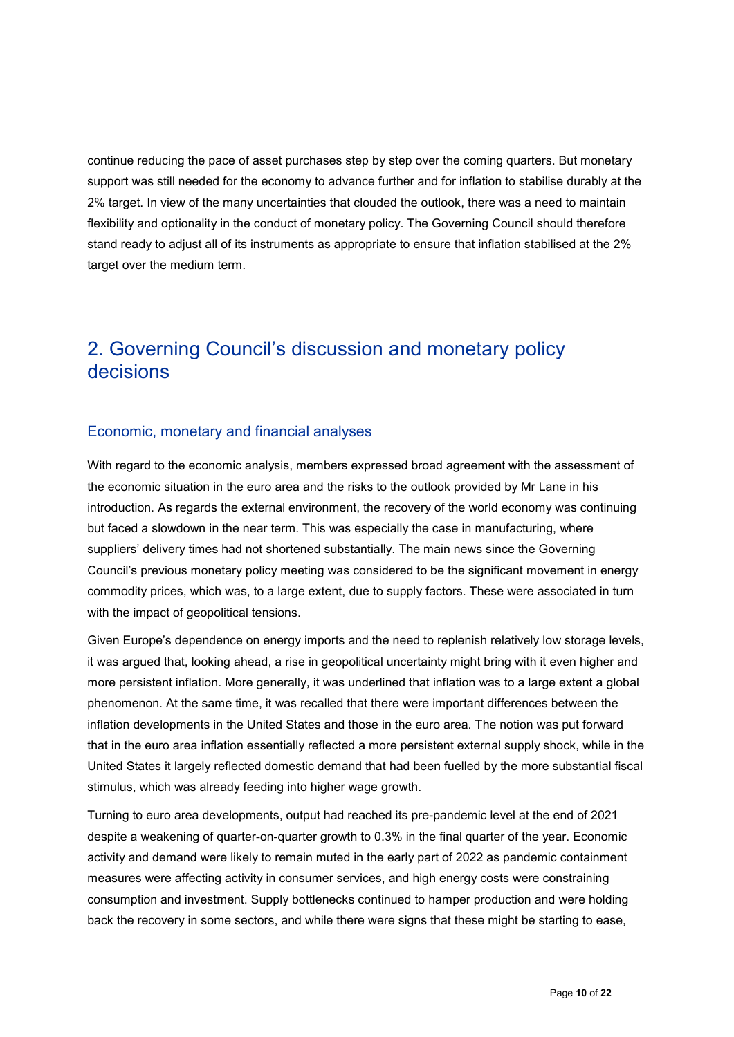continue reducing the pace of asset purchases step by step over the coming quarters. But monetary support was still needed for the economy to advance further and for inflation to stabilise durably at the 2% target. In view of the many uncertainties that clouded the outlook, there was a need to maintain flexibility and optionality in the conduct of monetary policy. The Governing Council should therefore stand ready to adjust all of its instruments as appropriate to ensure that inflation stabilised at the 2% target over the medium term.

## 2. Governing Council's discussion and monetary policy decisions

### Economic, monetary and financial analyses

With regard to the economic analysis, members expressed broad agreement with the assessment of the economic situation in the euro area and the risks to the outlook provided by Mr Lane in his introduction. As regards the external environment, the recovery of the world economy was continuing but faced a slowdown in the near term. This was especially the case in manufacturing, where suppliers' delivery times had not shortened substantially. The main news since the Governing Council's previous monetary policy meeting was considered to be the significant movement in energy commodity prices, which was, to a large extent, due to supply factors. These were associated in turn with the impact of geopolitical tensions.

Given Europe's dependence on energy imports and the need to replenish relatively low storage levels, it was argued that, looking ahead, a rise in geopolitical uncertainty might bring with it even higher and more persistent inflation. More generally, it was underlined that inflation was to a large extent a global phenomenon. At the same time, it was recalled that there were important differences between the inflation developments in the United States and those in the euro area. The notion was put forward that in the euro area inflation essentially reflected a more persistent external supply shock, while in the United States it largely reflected domestic demand that had been fuelled by the more substantial fiscal stimulus, which was already feeding into higher wage growth.

Turning to euro area developments, output had reached its pre-pandemic level at the end of 2021 despite a weakening of quarter-on-quarter growth to 0.3% in the final quarter of the year. Economic activity and demand were likely to remain muted in the early part of 2022 as pandemic containment measures were affecting activity in consumer services, and high energy costs were constraining consumption and investment. Supply bottlenecks continued to hamper production and were holding back the recovery in some sectors, and while there were signs that these might be starting to ease,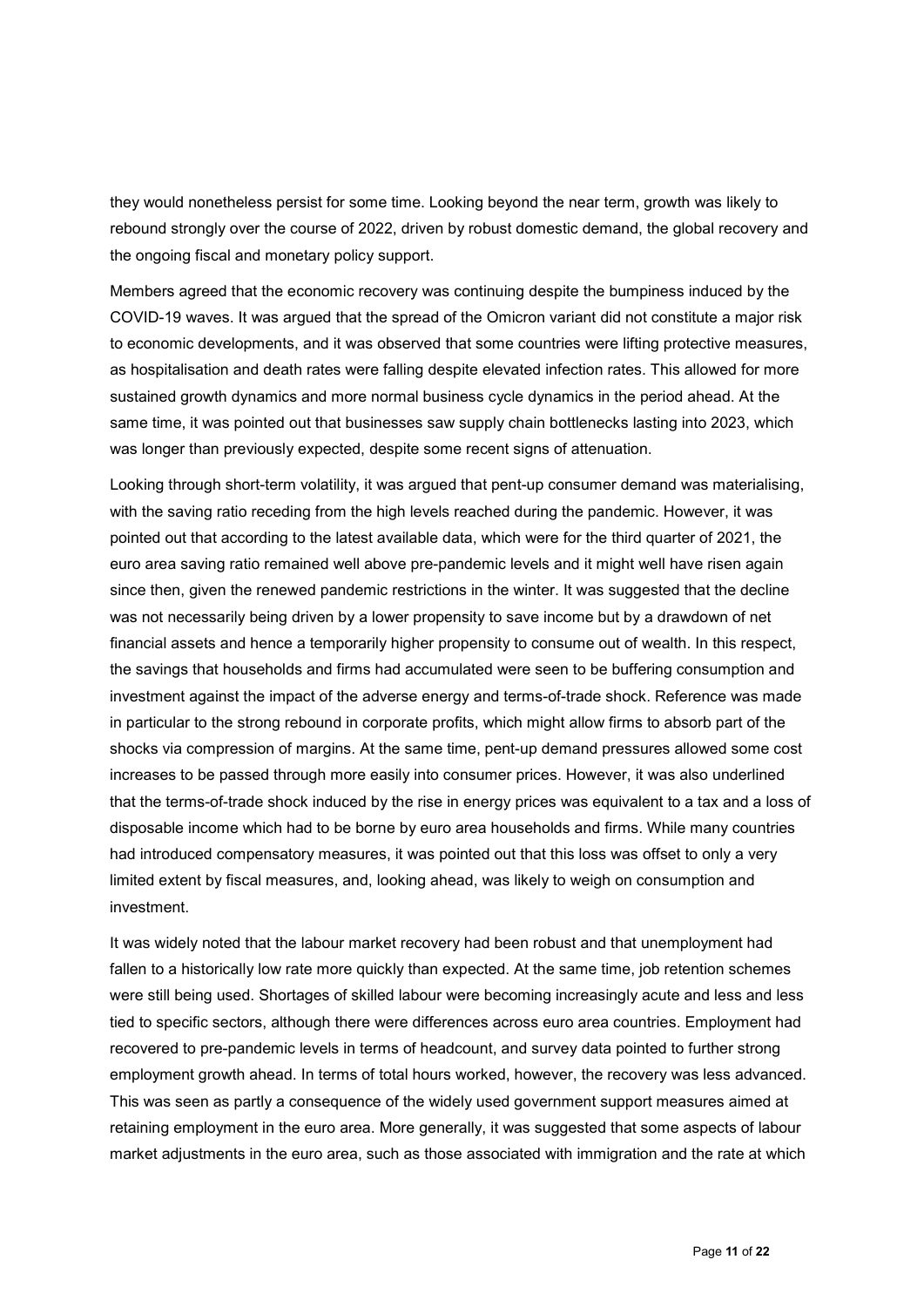they would nonetheless persist for some time. Looking beyond the near term, growth was likely to rebound strongly over the course of 2022, driven by robust domestic demand, the global recovery and the ongoing fiscal and monetary policy support.

Members agreed that the economic recovery was continuing despite the bumpiness induced by the COVID-19 waves. It was argued that the spread of the Omicron variant did not constitute a major risk to economic developments, and it was observed that some countries were lifting protective measures, as hospitalisation and death rates were falling despite elevated infection rates. This allowed for more sustained growth dynamics and more normal business cycle dynamics in the period ahead. At the same time, it was pointed out that businesses saw supply chain bottlenecks lasting into 2023, which was longer than previously expected, despite some recent signs of attenuation.

Looking through short-term volatility, it was argued that pent-up consumer demand was materialising, with the saving ratio receding from the high levels reached during the pandemic. However, it was pointed out that according to the latest available data, which were for the third quarter of 2021, the euro area saving ratio remained well above pre-pandemic levels and it might well have risen again since then, given the renewed pandemic restrictions in the winter. It was suggested that the decline was not necessarily being driven by a lower propensity to save income but by a drawdown of net financial assets and hence a temporarily higher propensity to consume out of wealth. In this respect, the savings that households and firms had accumulated were seen to be buffering consumption and investment against the impact of the adverse energy and terms-of-trade shock. Reference was made in particular to the strong rebound in corporate profits, which might allow firms to absorb part of the shocks via compression of margins. At the same time, pent-up demand pressures allowed some cost increases to be passed through more easily into consumer prices. However, it was also underlined that the terms-of-trade shock induced by the rise in energy prices was equivalent to a tax and a loss of disposable income which had to be borne by euro area households and firms. While many countries had introduced compensatory measures, it was pointed out that this loss was offset to only a very limited extent by fiscal measures, and, looking ahead, was likely to weigh on consumption and investment.

It was widely noted that the labour market recovery had been robust and that unemployment had fallen to a historically low rate more quickly than expected. At the same time, job retention schemes were still being used. Shortages of skilled labour were becoming increasingly acute and less and less tied to specific sectors, although there were differences across euro area countries. Employment had recovered to pre-pandemic levels in terms of headcount, and survey data pointed to further strong employment growth ahead. In terms of total hours worked, however, the recovery was less advanced. This was seen as partly a consequence of the widely used government support measures aimed at retaining employment in the euro area. More generally, it was suggested that some aspects of labour market adjustments in the euro area, such as those associated with immigration and the rate at which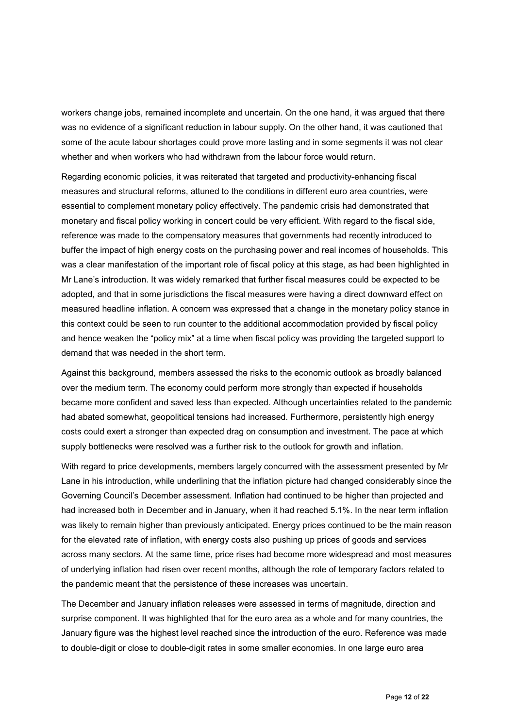workers change jobs, remained incomplete and uncertain. On the one hand, it was argued that there was no evidence of a significant reduction in labour supply. On the other hand, it was cautioned that some of the acute labour shortages could prove more lasting and in some segments it was not clear whether and when workers who had withdrawn from the labour force would return.

Regarding economic policies, it was reiterated that targeted and productivity-enhancing fiscal measures and structural reforms, attuned to the conditions in different euro area countries, were essential to complement monetary policy effectively. The pandemic crisis had demonstrated that monetary and fiscal policy working in concert could be very efficient. With regard to the fiscal side, reference was made to the compensatory measures that governments had recently introduced to buffer the impact of high energy costs on the purchasing power and real incomes of households. This was a clear manifestation of the important role of fiscal policy at this stage, as had been highlighted in Mr Lane's introduction. It was widely remarked that further fiscal measures could be expected to be adopted, and that in some jurisdictions the fiscal measures were having a direct downward effect on measured headline inflation. A concern was expressed that a change in the monetary policy stance in this context could be seen to run counter to the additional accommodation provided by fiscal policy and hence weaken the "policy mix" at a time when fiscal policy was providing the targeted support to demand that was needed in the short term.

Against this background, members assessed the risks to the economic outlook as broadly balanced over the medium term. The economy could perform more strongly than expected if households became more confident and saved less than expected. Although uncertainties related to the pandemic had abated somewhat, geopolitical tensions had increased. Furthermore, persistently high energy costs could exert a stronger than expected drag on consumption and investment. The pace at which supply bottlenecks were resolved was a further risk to the outlook for growth and inflation.

With regard to price developments, members largely concurred with the assessment presented by Mr Lane in his introduction, while underlining that the inflation picture had changed considerably since the Governing Council's December assessment. Inflation had continued to be higher than projected and had increased both in December and in January, when it had reached 5.1%. In the near term inflation was likely to remain higher than previously anticipated. Energy prices continued to be the main reason for the elevated rate of inflation, with energy costs also pushing up prices of goods and services across many sectors. At the same time, price rises had become more widespread and most measures of underlying inflation had risen over recent months, although the role of temporary factors related to the pandemic meant that the persistence of these increases was uncertain.

The December and January inflation releases were assessed in terms of magnitude, direction and surprise component. It was highlighted that for the euro area as a whole and for many countries, the January figure was the highest level reached since the introduction of the euro. Reference was made to double-digit or close to double-digit rates in some smaller economies. In one large euro area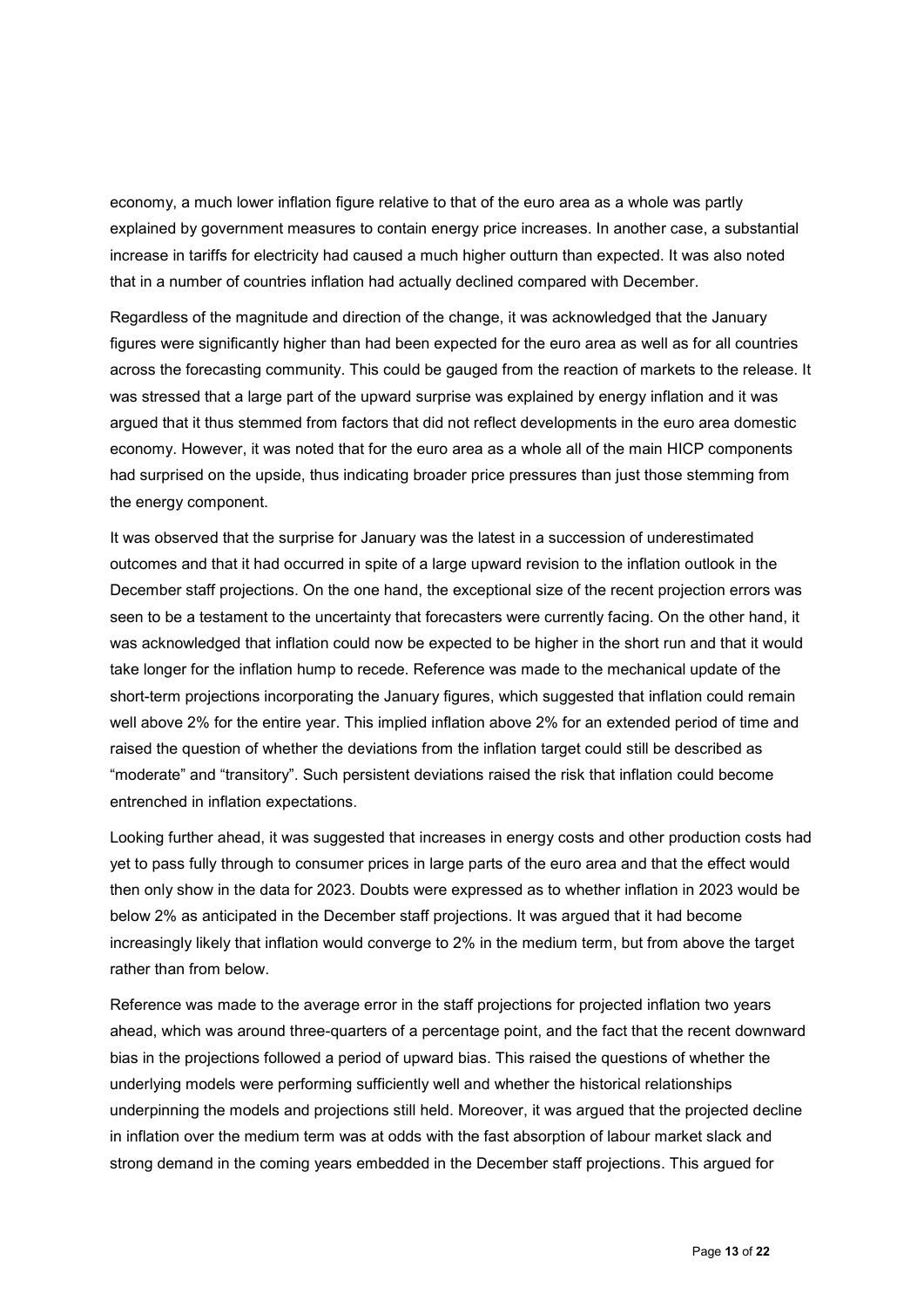economy, a much lower inflation figure relative to that of the euro area as a whole was partly explained by government measures to contain energy price increases. In another case, a substantial increase in tariffs for electricity had caused a much higher outturn than expected. It was also noted that in a number of countries inflation had actually declined compared with December.

Regardless of the magnitude and direction of the change, it was acknowledged that the January figures were significantly higher than had been expected for the euro area as well as for all countries across the forecasting community. This could be gauged from the reaction of markets to the release. It was stressed that a large part of the upward surprise was explained by energy inflation and it was argued that it thus stemmed from factors that did not reflect developments in the euro area domestic economy. However, it was noted that for the euro area as a whole all of the main HICP components had surprised on the upside, thus indicating broader price pressures than just those stemming from the energy component.

It was observed that the surprise for January was the latest in a succession of underestimated outcomes and that it had occurred in spite of a large upward revision to the inflation outlook in the December staff projections. On the one hand, the exceptional size of the recent projection errors was seen to be a testament to the uncertainty that forecasters were currently facing. On the other hand, it was acknowledged that inflation could now be expected to be higher in the short run and that it would take longer for the inflation hump to recede. Reference was made to the mechanical update of the short-term projections incorporating the January figures, which suggested that inflation could remain well above 2% for the entire year. This implied inflation above 2% for an extended period of time and raised the question of whether the deviations from the inflation target could still be described as "moderate" and "transitory". Such persistent deviations raised the risk that inflation could become entrenched in inflation expectations.

Looking further ahead, it was suggested that increases in energy costs and other production costs had yet to pass fully through to consumer prices in large parts of the euro area and that the effect would then only show in the data for 2023. Doubts were expressed as to whether inflation in 2023 would be below 2% as anticipated in the December staff projections. It was argued that it had become increasingly likely that inflation would converge to 2% in the medium term, but from above the target rather than from below.

Reference was made to the average error in the staff projections for projected inflation two years ahead, which was around three-quarters of a percentage point, and the fact that the recent downward bias in the projections followed a period of upward bias. This raised the questions of whether the underlying models were performing sufficiently well and whether the historical relationships underpinning the models and projections still held. Moreover, it was argued that the projected decline in inflation over the medium term was at odds with the fast absorption of labour market slack and strong demand in the coming years embedded in the December staff projections. This argued for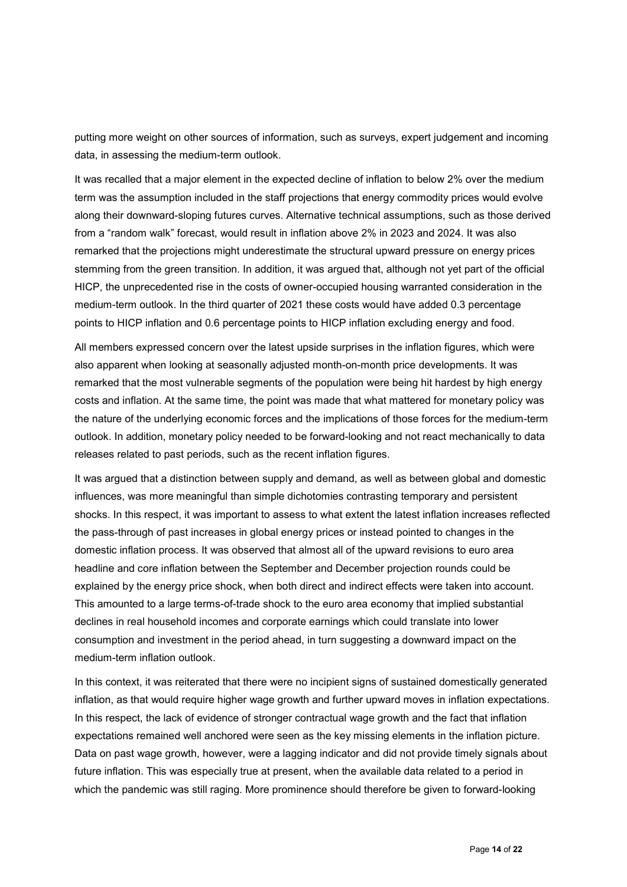putting more weight on other sources of information, such as surveys, expert judgement and incoming data, in assessing the medium-term outlook.

It was recalled that a major element in the expected decline of inflation to below 2% over the medium term was the assumption included in the staff projections that energy commodity prices would evolve along their downward-sloping futures curves. Alternative technical assumptions, such as those derived from a "random walk" forecast, would result in inflation above 2% in 2023 and 2024. It was also remarked that the projections might underestimate the structural upward pressure on energy prices stemming from the green transition. In addition, it was argued that, although not yet part of the official HICP, the unprecedented rise in the costs of owner-occupied housing warranted consideration in the medium-term outlook. In the third quarter of 2021 these costs would have added 0.3 percentage points to HICP inflation and 0.6 percentage points to HICP inflation excluding energy and food.

All members expressed concern over the latest upside surprises in the inflation figures, which were also apparent when looking at seasonally adjusted month-on-month price developments. It was remarked that the most vulnerable segments of the population were being hit hardest by high energy costs and inflation. At the same time, the point was made that what mattered for monetary policy was the nature of the underlying economic forces and the implications of those forces for the medium-term outlook. In addition, monetary policy needed to be forward-looking and not react mechanically to data releases related to past periods, such as the recent inflation figures.

It was argued that a distinction between supply and demand, as well as between global and domestic influences, was more meaningful than simple dichotomies contrasting temporary and persistent shocks. In this respect, it was important to assess to what extent the latest inflation increases reflected the pass-through of past increases in global energy prices or instead pointed to changes in the domestic inflation process. It was observed that almost all of the upward revisions to euro area headline and core inflation between the September and December projection rounds could be explained by the energy price shock, when both direct and indirect effects were taken into account. This amounted to a large terms-of-trade shock to the euro area economy that implied substantial declines in real household incomes and corporate earnings which could translate into lower consumption and investment in the period ahead, in turn suggesting a downward impact on the medium-term inflation outlook.

In this context, it was reiterated that there were no incipient signs of sustained domestically generated inflation, as that would require higher wage growth and further upward moves in inflation expectations. In this respect, the lack of evidence of stronger contractual wage growth and the fact that inflation expectations remained well anchored were seen as the key missing elements in the inflation picture. Data on past wage growth, however, were a lagging indicator and did not provide timely signals about future inflation. This was especially true at present, when the available data related to a period in which the pandemic was still raging. More prominence should therefore be given to forward-looking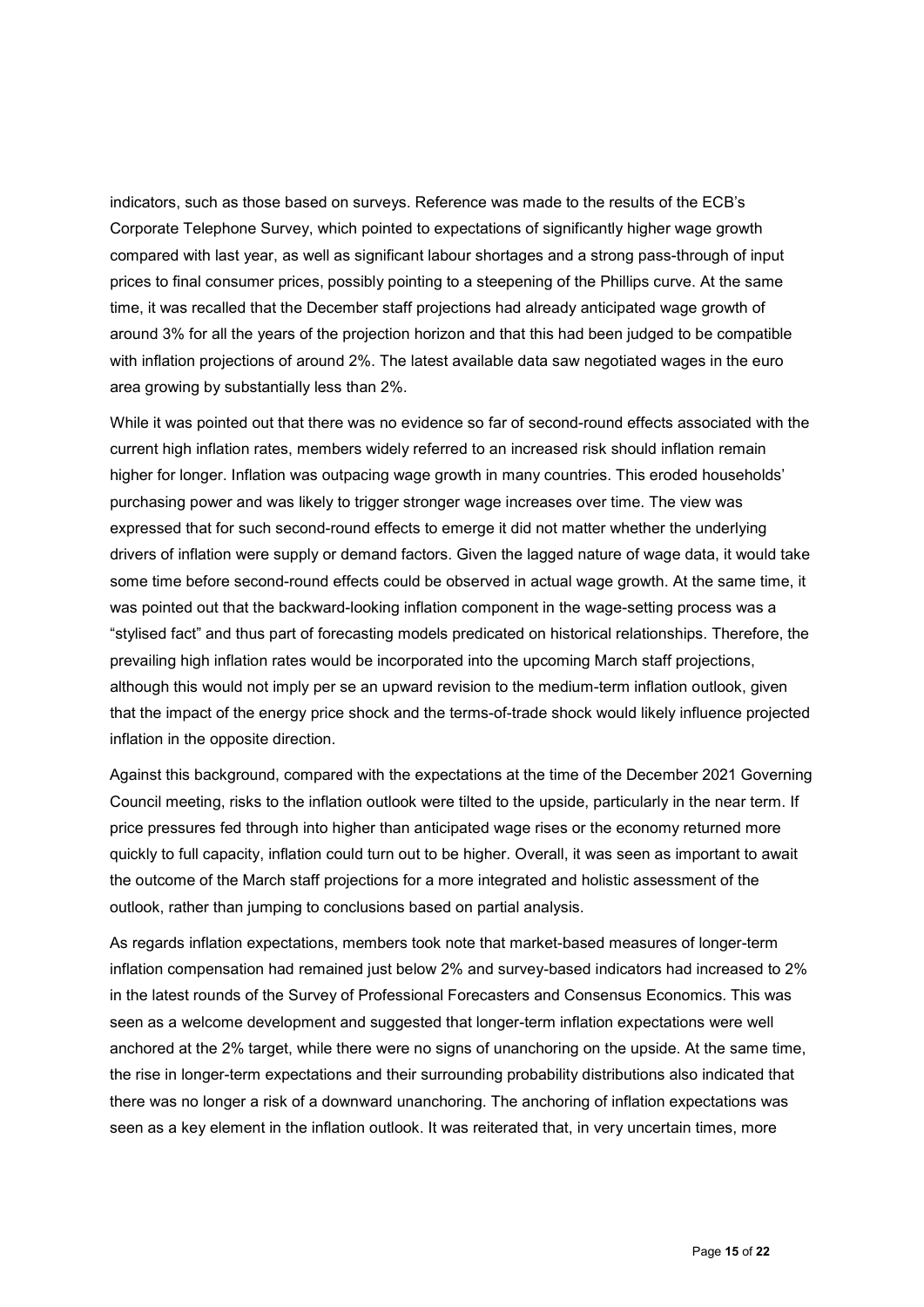indicators, such as those based on surveys. Reference was made to the results of the ECB's Corporate Telephone Survey, which pointed to expectations of significantly higher wage growth compared with last year, as well as significant labour shortages and a strong pass-through of input prices to final consumer prices, possibly pointing to a steepening of the Phillips curve. At the same time, it was recalled that the December staff projections had already anticipated wage growth of around 3% for all the years of the projection horizon and that this had been judged to be compatible with inflation projections of around 2%. The latest available data saw negotiated wages in the euro area growing by substantially less than 2%.

While it was pointed out that there was no evidence so far of second-round effects associated with the current high inflation rates, members widely referred to an increased risk should inflation remain higher for longer. Inflation was outpacing wage growth in many countries. This eroded households' purchasing power and was likely to trigger stronger wage increases over time. The view was expressed that for such second-round effects to emerge it did not matter whether the underlying drivers of inflation were supply or demand factors. Given the lagged nature of wage data, it would take some time before second-round effects could be observed in actual wage growth. At the same time, it was pointed out that the backward-looking inflation component in the wage-setting process was a "stylised fact" and thus part of forecasting models predicated on historical relationships. Therefore, the prevailing high inflation rates would be incorporated into the upcoming March staff projections, although this would not imply per se an upward revision to the medium-term inflation outlook, given that the impact of the energy price shock and the terms-of-trade shock would likely influence projected inflation in the opposite direction.

Against this background, compared with the expectations at the time of the December 2021 Governing Council meeting, risks to the inflation outlook were tilted to the upside, particularly in the near term. If price pressures fed through into higher than anticipated wage rises or the economy returned more quickly to full capacity, inflation could turn out to be higher. Overall, it was seen as important to await the outcome of the March staff projections for a more integrated and holistic assessment of the outlook, rather than jumping to conclusions based on partial analysis.

As regards inflation expectations, members took note that market-based measures of longer-term inflation compensation had remained just below 2% and survey-based indicators had increased to 2% in the latest rounds of the Survey of Professional Forecasters and Consensus Economics. This was seen as a welcome development and suggested that longer-term inflation expectations were well anchored at the 2% target, while there were no signs of unanchoring on the upside. At the same time, the rise in longer-term expectations and their surrounding probability distributions also indicated that there was no longer a risk of a downward unanchoring. The anchoring of inflation expectations was seen as a key element in the inflation outlook. It was reiterated that, in very uncertain times, more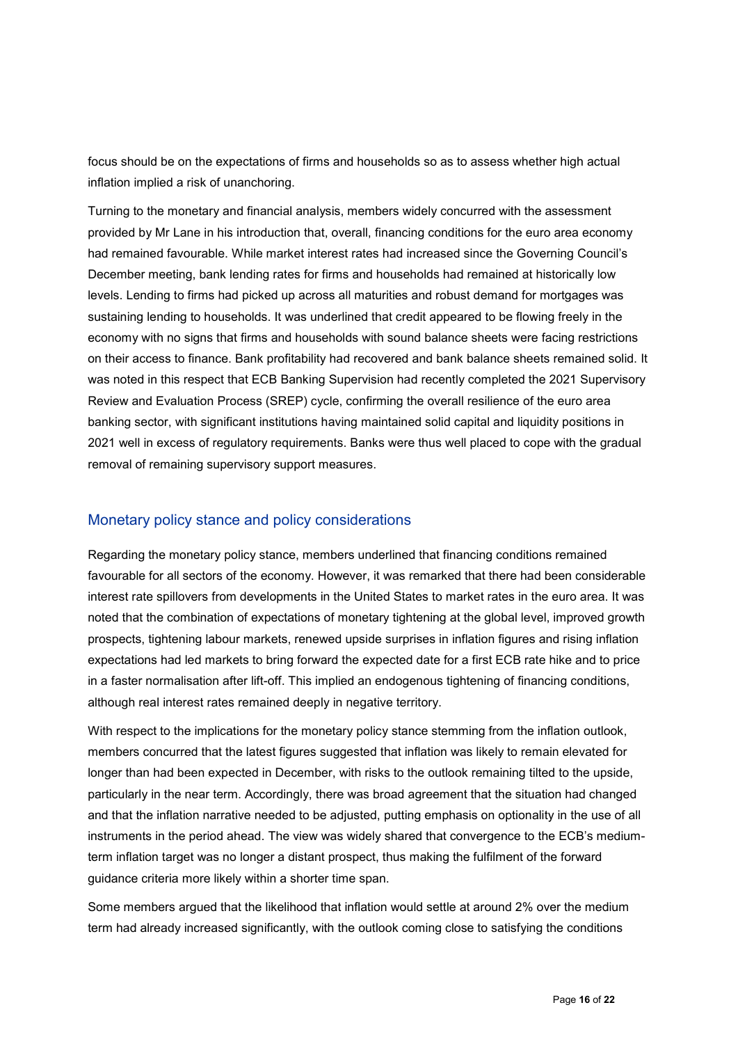focus should be on the expectations of firms and households so as to assess whether high actual inflation implied a risk of unanchoring.

Turning to the monetary and financial analysis, members widely concurred with the assessment provided by Mr Lane in his introduction that, overall, financing conditions for the euro area economy had remained favourable. While market interest rates had increased since the Governing Council's December meeting, bank lending rates for firms and households had remained at historically low levels. Lending to firms had picked up across all maturities and robust demand for mortgages was sustaining lending to households. It was underlined that credit appeared to be flowing freely in the economy with no signs that firms and households with sound balance sheets were facing restrictions on their access to finance. Bank profitability had recovered and bank balance sheets remained solid. It was noted in this respect that ECB Banking Supervision had recently completed the 2021 Supervisory Review and Evaluation Process (SREP) cycle, confirming the overall resilience of the euro area banking sector, with significant institutions having maintained solid capital and liquidity positions in 2021 well in excess of regulatory requirements. Banks were thus well placed to cope with the gradual removal of remaining supervisory support measures.

## Monetary policy stance and policy considerations

Regarding the monetary policy stance, members underlined that financing conditions remained favourable for all sectors of the economy. However, it was remarked that there had been considerable interest rate spillovers from developments in the United States to market rates in the euro area. It was noted that the combination of expectations of monetary tightening at the global level, improved growth prospects, tightening labour markets, renewed upside surprises in inflation figures and rising inflation expectations had led markets to bring forward the expected date for a first ECB rate hike and to price in a faster normalisation after lift-off. This implied an endogenous tightening of financing conditions, although real interest rates remained deeply in negative territory.

With respect to the implications for the monetary policy stance stemming from the inflation outlook, members concurred that the latest figures suggested that inflation was likely to remain elevated for longer than had been expected in December, with risks to the outlook remaining tilted to the upside, particularly in the near term. Accordingly, there was broad agreement that the situation had changed and that the inflation narrative needed to be adjusted, putting emphasis on optionality in the use of all instruments in the period ahead. The view was widely shared that convergence to the ECB's medium-term inflation target was no longer a distant prospect, thus making the fulfilment of the forward guidance criteria more likely within a shorter time span.

Some members argued that the likelihood that inflation would settle at around 2% over the medium term had already increased significantly, with the outlook coming close to satisfying the conditions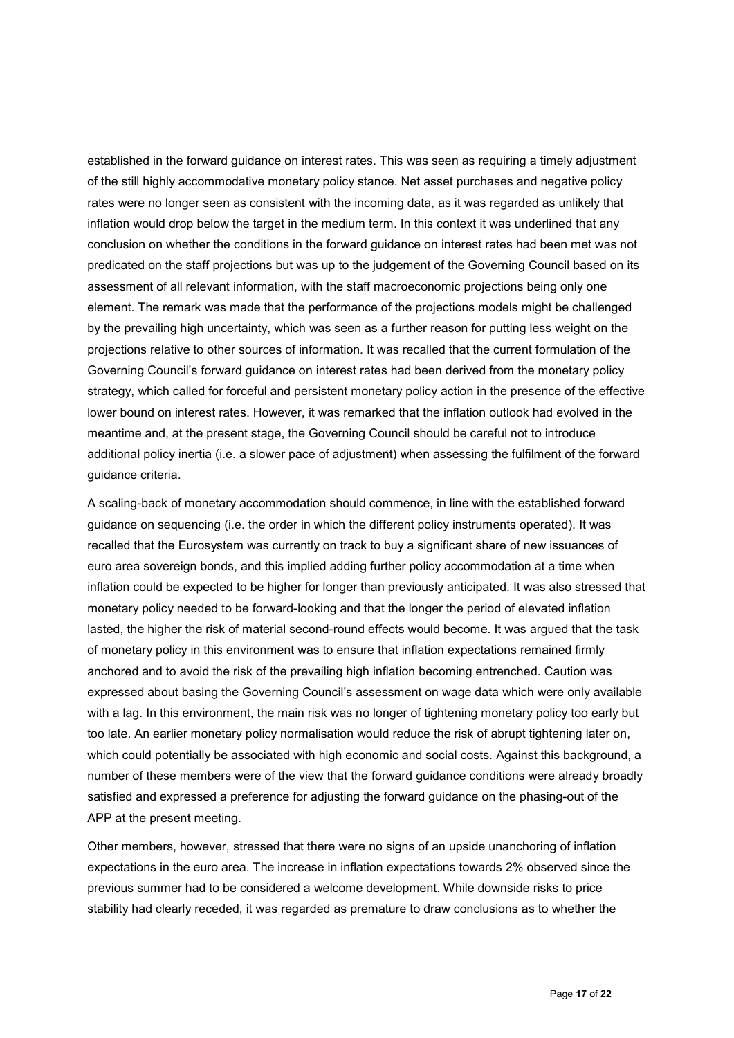established in the forward guidance on interest rates. This was seen as requiring a timely adjustment of the still highly accommodative monetary policy stance. Net asset purchases and negative policy rates were no longer seen as consistent with the incoming data, as it was regarded as unlikely that inflation would drop below the target in the medium term. In this context it was underlined that any conclusion on whether the conditions in the forward guidance on interest rates had been met was not predicated on the staff projections but was up to the judgement of the Governing Council based on its assessment of all relevant information, with the staff macroeconomic projections being only one element. The remark was made that the performance of the projections models might be challenged by the prevailing high uncertainty, which was seen as a further reason for putting less weight on the projections relative to other sources of information. It was recalled that the current formulation of the Governing Council's forward guidance on interest rates had been derived from the monetary policy strategy, which called for forceful and persistent monetary policy action in the presence of the effective lower bound on interest rates. However, it was remarked that the inflation outlook had evolved in the meantime and, at the present stage, the Governing Council should be careful not to introduce additional policy inertia (i.e. a slower pace of adjustment) when assessing the fulfilment of the forward guidance criteria.

A scaling-back of monetary accommodation should commence, in line with the established forward guidance on sequencing (i.e. the order in which the different policy instruments operated). It was recalled that the Eurosystem was currently on track to buy a significant share of new issuances of euro area sovereign bonds, and this implied adding further policy accommodation at a time when inflation could be expected to be higher for longer than previously anticipated. It was also stressed that monetary policy needed to be forward-looking and that the longer the period of elevated inflation lasted, the higher the risk of material second-round effects would become. It was argued that the task of monetary policy in this environment was to ensure that inflation expectations remained firmly anchored and to avoid the risk of the prevailing high inflation becoming entrenched. Caution was expressed about basing the Governing Council's assessment on wage data which were only available with a lag. In this environment, the main risk was no longer of tightening monetary policy too early but too late. An earlier monetary policy normalisation would reduce the risk of abrupt tightening later on, which could potentially be associated with high economic and social costs. Against this background, a number of these members were of the view that the forward guidance conditions were already broadly satisfied and expressed a preference for adjusting the forward guidance on the phasing-out of the APP at the present meeting.

Other members, however, stressed that there were no signs of an upside unanchoring of inflation expectations in the euro area. The increase in inflation expectations towards 2% observed since the previous summer had to be considered a welcome development. While downside risks to price stability had clearly receded, it was regarded as premature to draw conclusions as to whether the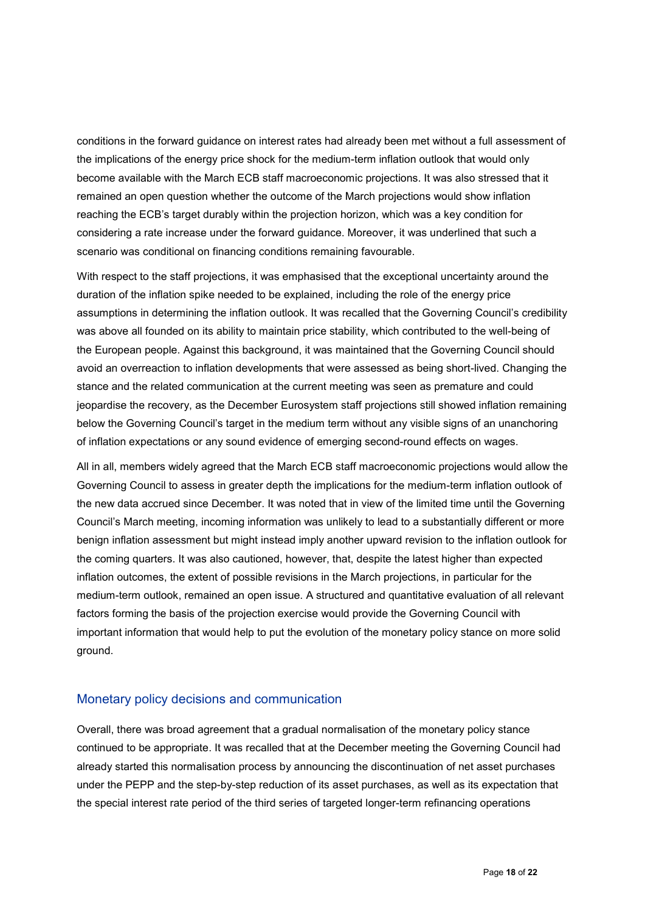conditions in the forward guidance on interest rates had already been met without a full assessment of the implications of the energy price shock for the medium-term inflation outlook that would only become available with the March ECB staff macroeconomic projections. It was also stressed that it remained an open question whether the outcome of the March projections would show inflation reaching the ECB's target durably within the projection horizon, which was a key condition for considering a rate increase under the forward guidance. Moreover, it was underlined that such a scenario was conditional on financing conditions remaining favourable.

With respect to the staff projections, it was emphasised that the exceptional uncertainty around the duration of the inflation spike needed to be explained, including the role of the energy price assumptions in determining the inflation outlook. It was recalled that the Governing Council's credibility was above all founded on its ability to maintain price stability, which contributed to the well-being of the European people. Against this background, it was maintained that the Governing Council should avoid an overreaction to inflation developments that were assessed as being short-lived. Changing the stance and the related communication at the current meeting was seen as premature and could jeopardise the recovery, as the December Eurosystem staff projections still showed inflation remaining below the Governing Council's target in the medium term without any visible signs of an unanchoring of inflation expectations or any sound evidence of emerging second-round effects on wages.

All in all, members widely agreed that the March ECB staff macroeconomic projections would allow the Governing Council to assess in greater depth the implications for the medium-term inflation outlook of the new data accrued since December. It was noted that in view of the limited time until the Governing Council's March meeting, incoming information was unlikely to lead to a substantially different or more benign inflation assessment but might instead imply another upward revision to the inflation outlook for the coming quarters. It was also cautioned, however, that, despite the latest higher than expected inflation outcomes, the extent of possible revisions in the March projections, in particular for the medium-term outlook, remained an open issue. A structured and quantitative evaluation of all relevant factors forming the basis of the projection exercise would provide the Governing Council with important information that would help to put the evolution of the monetary policy stance on more solid ground.

## Monetary policy decisions and communication

Overall, there was broad agreement that a gradual normalisation of the monetary policy stance continued to be appropriate. It was recalled that at the December meeting the Governing Council had already started this normalisation process by announcing the discontinuation of net asset purchases under the PEPP and the step-by-step reduction of its asset purchases, as well as its expectation that the special interest rate period of the third series of targeted longer-term refinancing operations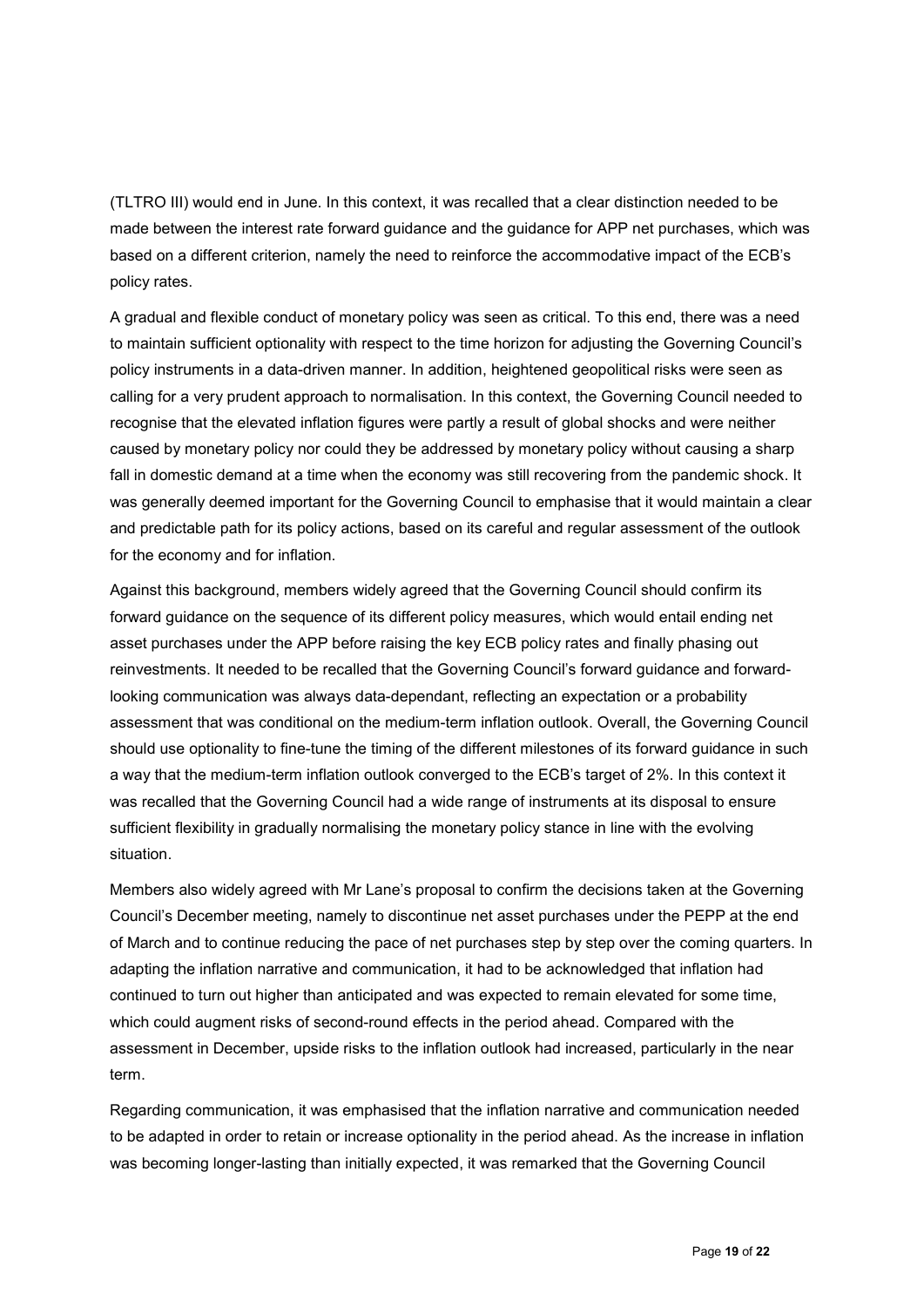(TLTRO III) would end in June. In this context, it was recalled that a clear distinction needed to be made between the interest rate forward guidance and the guidance for APP net purchases, which was based on a different criterion, namely the need to reinforce the accommodative impact of the ECB's policy rates.

A gradual and flexible conduct of monetary policy was seen as critical. To this end, there was a need to maintain sufficient optionality with respect to the time horizon for adjusting the Governing Council's policy instruments in a data-driven manner. In addition, heightened geopolitical risks were seen as calling for a very prudent approach to normalisation. In this context, the Governing Council needed to recognise that the elevated inflation figures were partly a result of global shocks and were neither caused by monetary policy nor could they be addressed by monetary policy without causing a sharp fall in domestic demand at a time when the economy was still recovering from the pandemic shock. It was generally deemed important for the Governing Council to emphasise that it would maintain a clear and predictable path for its policy actions, based on its careful and regular assessment of the outlook for the economy and for inflation.

Against this background, members widely agreed that the Governing Council should confirm its forward guidance on the sequence of its different policy measures, which would entail ending net asset purchases under the APP before raising the key ECB policy rates and finally phasing out reinvestments. It needed to be recalled that the Governing Council's forward guidance and forward-looking communication was always data-dependant, reflecting an expectation or a probability assessment that was conditional on the medium-term inflation outlook. Overall, the Governing Council should use optionality to fine-tune the timing of the different milestones of its forward guidance in such a way that the medium-term inflation outlook converged to the ECB's target of 2%. In this context it was recalled that the Governing Council had a wide range of instruments at its disposal to ensure sufficient flexibility in gradually normalising the monetary policy stance in line with the evolving situation.

Members also widely agreed with Mr Lane's proposal to confirm the decisions taken at the Governing Council's December meeting, namely to discontinue net asset purchases under the PEPP at the end of March and to continue reducing the pace of net purchases step by step over the coming quarters. In adapting the inflation narrative and communication, it had to be acknowledged that inflation had continued to turn out higher than anticipated and was expected to remain elevated for some time, which could augment risks of second-round effects in the period ahead. Compared with the assessment in December, upside risks to the inflation outlook had increased, particularly in the near term.

Regarding communication, it was emphasised that the inflation narrative and communication needed to be adapted in order to retain or increase optionality in the period ahead. As the increase in inflation was becoming longer-lasting than initially expected, it was remarked that the Governing Council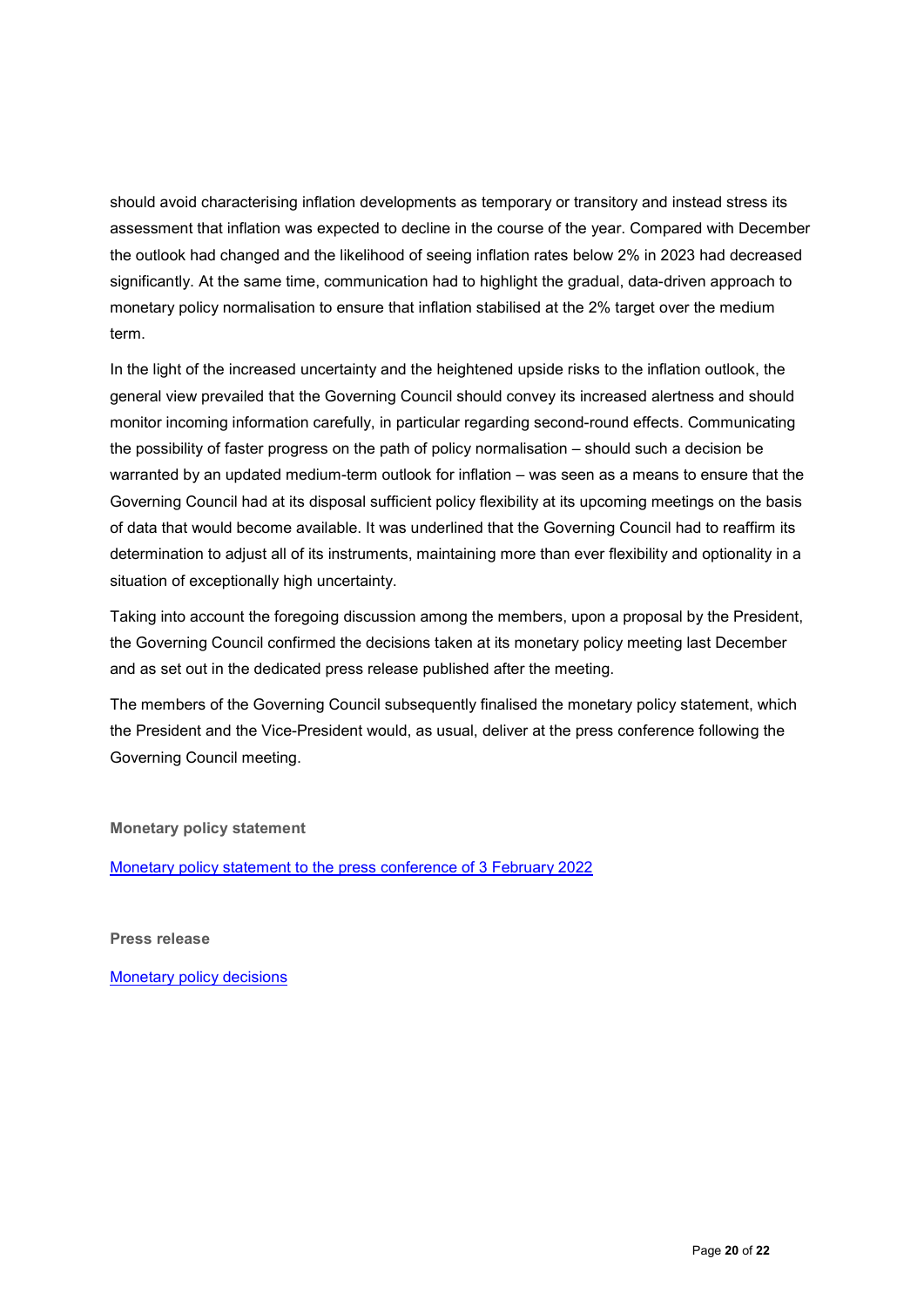should avoid characterising inflation developments as temporary or transitory and instead stress its assessment that inflation was expected to decline in the course of the year. Compared with December the outlook had changed and the likelihood of seeing inflation rates below 2% in 2023 had decreased significantly. At the same time, communication had to highlight the gradual, data-driven approach to monetary policy normalisation to ensure that inflation stabilised at the 2% target over the medium term.

In the light of the increased uncertainty and the heightened upside risks to the inflation outlook, the general view prevailed that the Governing Council should convey its increased alertness and should monitor incoming information carefully, in particular regarding second-round effects. Communicating the possibility of faster progress on the path of policy normalisation – should such a decision be warranted by an updated medium-term outlook for inflation – was seen as a means to ensure that the Governing Council had at its disposal sufficient policy flexibility at its upcoming meetings on the basis of data that would become available. It was underlined that the Governing Council had to reaffirm its determination to adjust all of its instruments, maintaining more than ever flexibility and optionality in a situation of exceptionally high uncertainty.

Taking into account the foregoing discussion among the members, upon a proposal by the President, the Governing Council confirmed the decisions taken at its monetary policy meeting last December and as set out in the dedicated press release published after the meeting.

The members of the Governing Council subsequently finalised the monetary policy statement, which the President and the Vice-President would, as usual, deliver at the press conference following the Governing Council meeting.

**Monetary policy statement**

Monetary policy statement to the press conference of 3 February 2022

**Press release**

Monetary policy decisions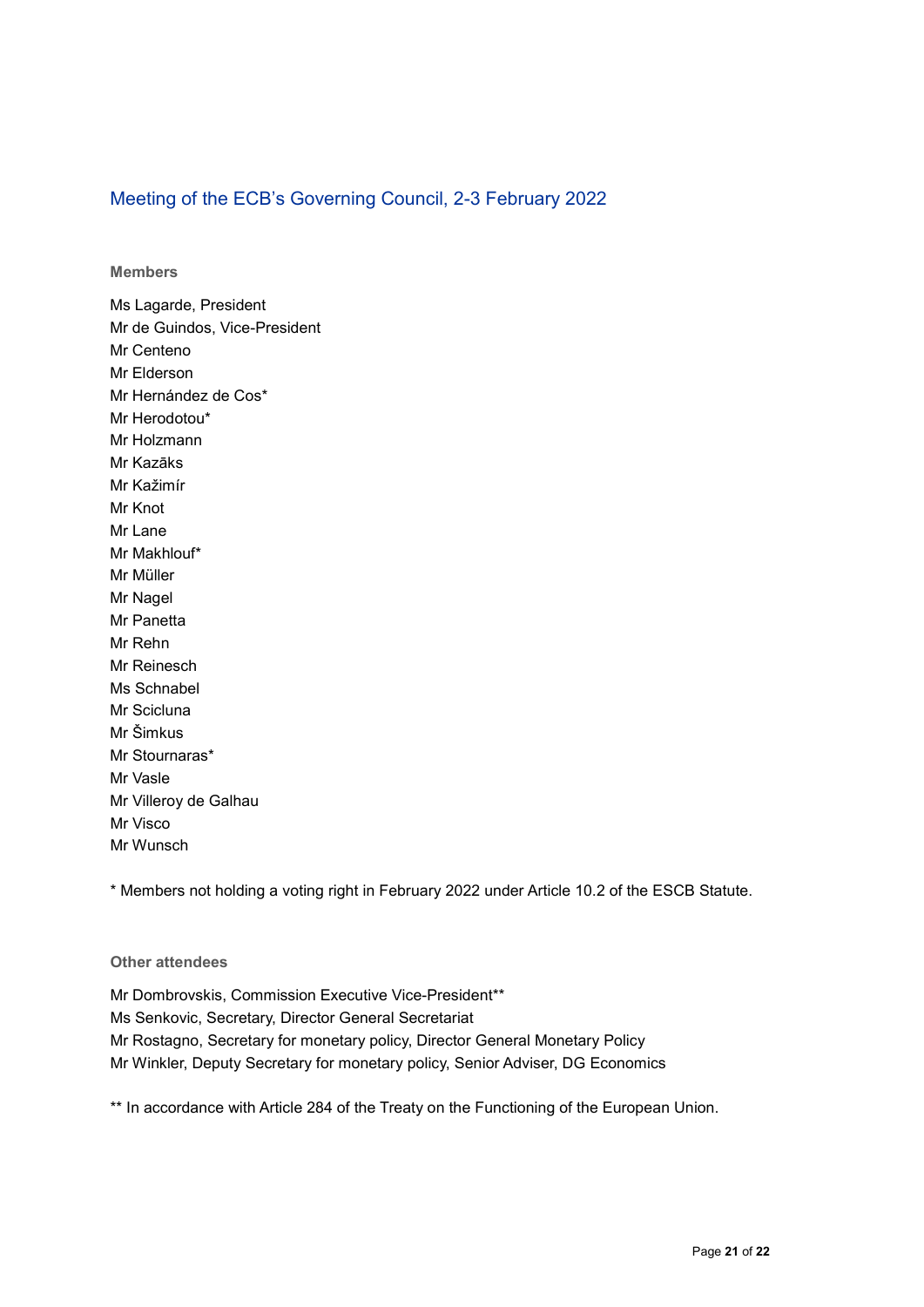## Meeting of the ECB's Governing Council, 2-3 February 2022

### Members

Ms Lagarde, President
Mr de Guindos, Vice-President
Mr Centeno
Mr Elderson
Mr Hernández de Cos*
Mr Herodotou*
Mr Holzmann
Mr Kazāks
Mr Kažimír
Mr Knot
Mr Lane
Mr Makhlouf*
Mr Müller
Mr Nagel
Mr Panetta
Mr Rehn
Mr Reinesch
Ms Schnabel
Mr Scicluna
Mr Šimkus
Mr Stournaras*
Mr Vasle
Mr Villeroy de Galhau
Mr Visco
Mr Wunsch

* Members not holding a voting right in February 2022 under Article 10.2 of the ESCB Statute.

### Other attendees

Mr Dombrovskis, Commission Executive Vice-President**
Ms Senkovic, Secretary, Director General Secretariat
Mr Rostagno, Secretary for monetary policy, Director General Monetary Policy
Mr Winkler, Deputy Secretary for monetary policy, Senior Adviser, DG Economics

** In accordance with Article 284 of the Treaty on the Functioning of the European Union.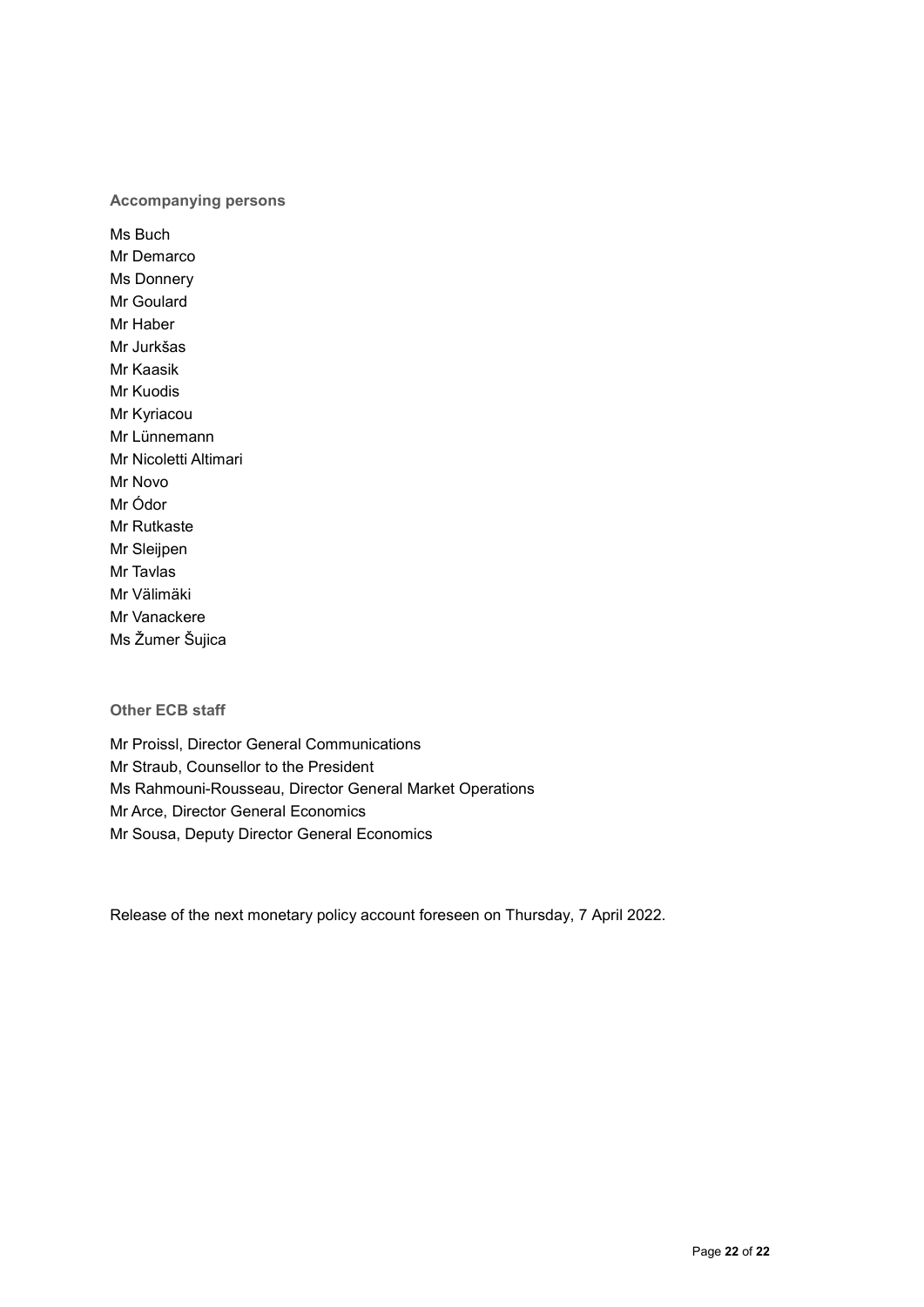**Accompanying persons**

Ms Buch
Mr Demarco
Ms Donnery
Mr Goulard
Mr Haber
Mr Jurkšas
Mr Kaasik
Mr Kuodis
Mr Kyriacou
Mr Lünnemann
Mr Nicoletti Altimari
Mr Novo
Mr Ódor
Mr Rutkaste
Mr Sleijpen
Mr Tavlas
Mr Välimäki
Mr Vanackere
Ms Žumer Šujica

**Other ECB staff**

Mr Proissl, Director General Communications
Mr Straub, Counsellor to the President
Ms Rahmouni-Rousseau, Director General Market Operations
Mr Arce, Director General Economics
Mr Sousa, Deputy Director General Economics

Release of the next monetary policy account foreseen on Thursday, 7 April 2022.